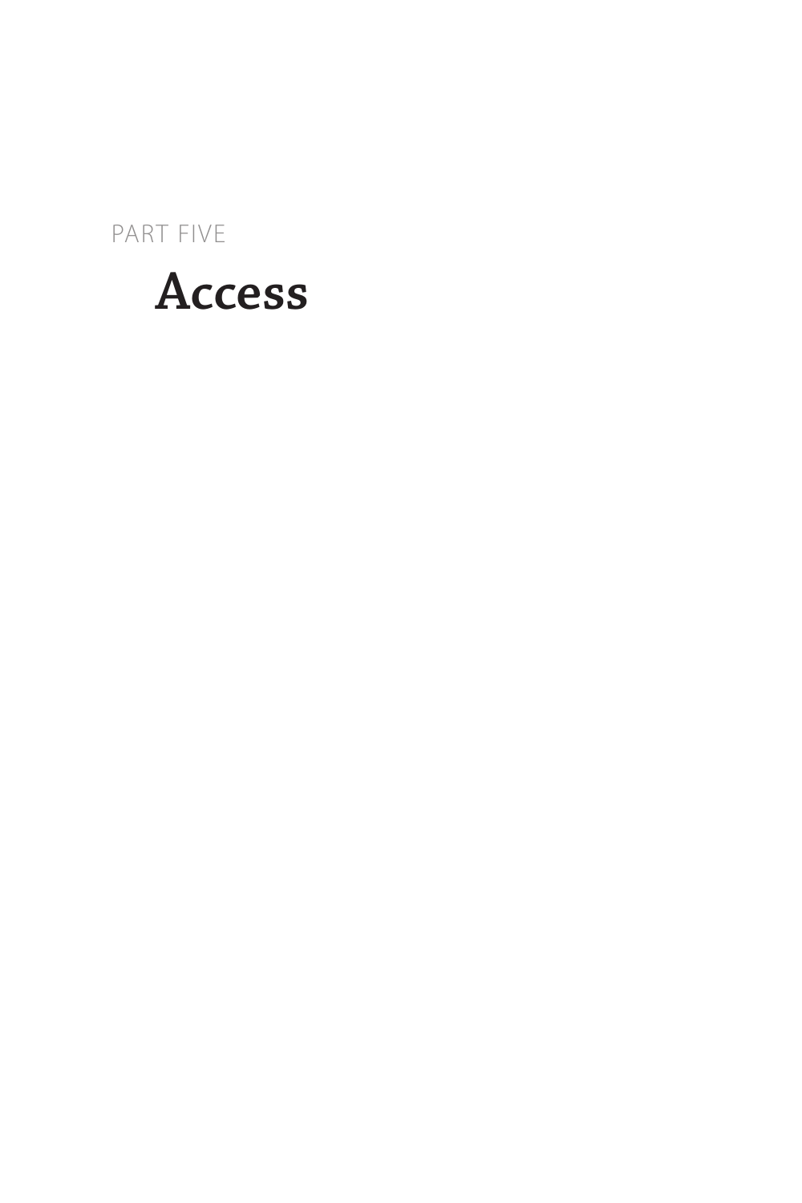PART FIVE

# Access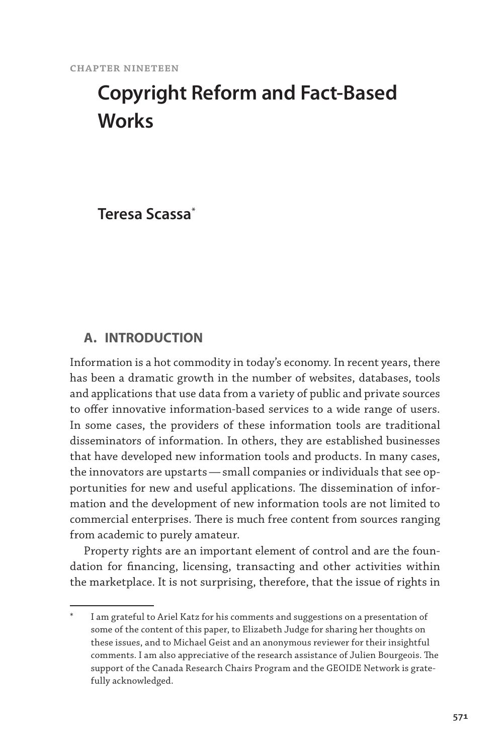CHAPTER NINETEEN

# Copyright Reform and Fact-Based Works

**Teresa Scassa***

## A. INTRODUCTION

Information is a hot commodity in today's economy. In recent years, there has been a dramatic growth in the number of websites, databases, tools and applications that use data from a variety of public and private sources to offer innovative information-based services to a wide range of users. In some cases, the providers of these information tools are traditional disseminators of information. In others, they are established businesses that have developed new information tools and products. In many cases, the innovators are upstarts — small companies or individuals that see opportunities for new and useful applications. The dissemination of information and the development of new information tools are not limited to commercial enterprises. There is much free content from sources ranging from academic to purely amateur.

Property rights are an important element of control and are the foundation for financing, licensing, transacting and other activities within the marketplace. It is not surprising, therefore, that the issue of rights in

---

\* I am grateful to Ariel Katz for his comments and suggestions on a presentation of some of the content of this paper, to Elizabeth Judge for sharing her thoughts on these issues, and to Michael Geist and an anonymous reviewer for their insightful comments. I am also appreciative of the research assistance of Julien Bourgeois. The support of the Canada Research Chairs Program and the GEOIDE Network is gratefully acknowledged.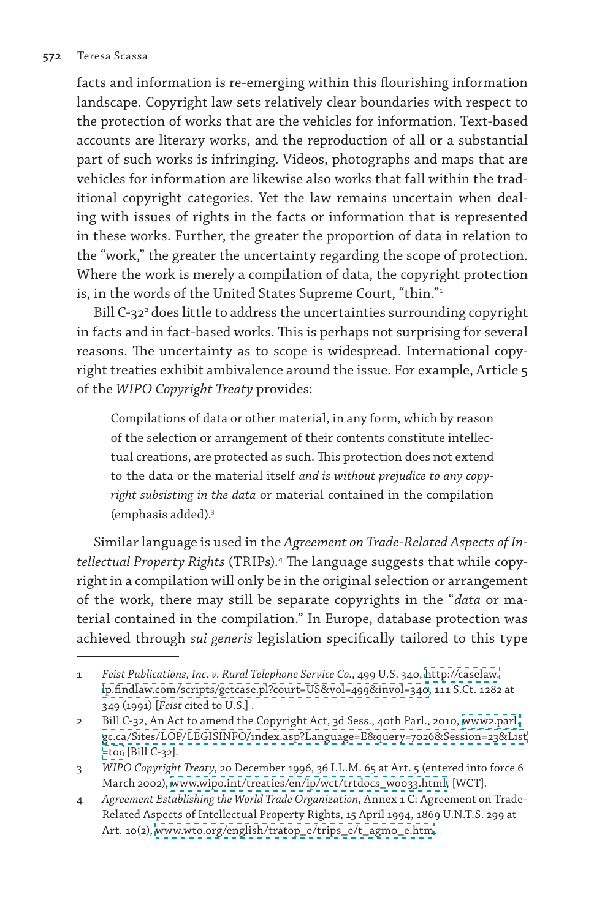facts and information is re-emerging within this flourishing information landscape. Copyright law sets relatively clear boundaries with respect to the protection of works that are the vehicles for information. Text-based accounts are literary works, and the reproduction of all or a substantial part of such works is infringing. Videos, photographs and maps that are vehicles for information are likewise also works that fall within the traditional copyright categories. Yet the law remains uncertain when dealing with issues of rights in the facts or information that is represented in these works. Further, the greater the proportion of data in relation to the "work," the greater the uncertainty regarding the scope of protection. Where the work is merely a compilation of data, the copyright protection is, in the words of the United States Supreme Court, "thin."[1]

Bill C-32[2] does little to address the uncertainties surrounding copyright in facts and in fact-based works. This is perhaps not surprising for several reasons. The uncertainty as to scope is widespread. International copyright treaties exhibit ambivalence around the issue. For example, Article 5 of the *WIPO Copyright Treaty* provides:

> Compilations of data or other material, in any form, which by reason of the selection or arrangement of their contents constitute intellectual creations, are protected as such. This protection does not extend to the data or the material itself *and is without prejudice to any copyright subsisting in the data* or material contained in the compilation (emphasis added).[3]

Similar language is used in the *Agreement on Trade-Related Aspects of Intellectual Property Rights* (TRIPs).[4] The language suggests that while copyright in a compilation will only be in the original selection or arrangement of the work, there may still be separate copyrights in the "*data* or material contained in the compilation." In Europe, database protection was achieved through *sui generis* legislation specifically tailored to this type

1 *Feist Publications, Inc. v. Rural Telephone Service Co*., 499 U.S. 340, http://caselaw.lp.findlaw.com/scripts/getcase.pl?court=US&vol=499&invol=340, 111 S.Ct. 1282 at 349 (1991) [*Feist* cited to U.S.] .

2 Bill C-32, An Act to amend the Copyright Act, 3d Sess., 40th Parl., 2010, www2.parl.gc.ca/Sites/LOP/LEGISINFO/index.asp?Language=E&query=7026&Session=23&List=toc [Bill C-32].

3 *WIPO Copyright Treaty*, 20 December 1996, 36 I.L.M. 65 at Art. 5 (entered into force 6 March 2002), www.wipo.int/treaties/en/ip/wct/trtdocs_wo033.html, [WCT].

4 *Agreement Establishing the World Trade Organization*, Annex 1 C: Agreement on Trade-Related Aspects of Intellectual Property Rights, 15 April 1994, 1869 U.N.T.S. 299 at Art. 10(2), www.wto.org/english/tratop_e/trips_e/t_agmo_e.htm.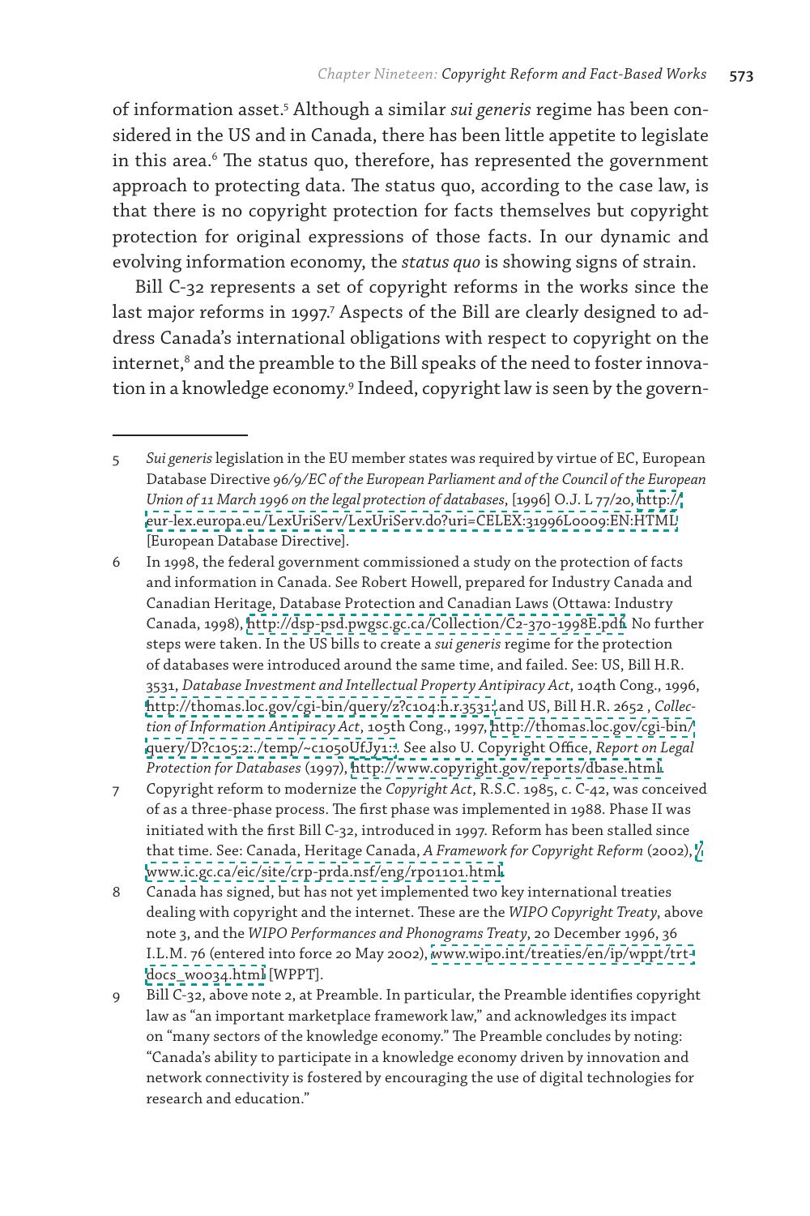of information asset.[5] Although a similar *sui generis* regime has been considered in the US and in Canada, there has been little appetite to legislate in this area.[6] The status quo, therefore, has represented the government approach to protecting data. The status quo, according to the case law, is that there is no copyright protection for facts themselves but copyright protection for original expressions of those facts. In our dynamic and evolving information economy, the *status quo* is showing signs of strain.

Bill C-32 represents a set of copyright reforms in the works since the last major reforms in 1997.[7] Aspects of the Bill are clearly designed to address Canada's international obligations with respect to copyright on the internet,[8] and the preamble to the Bill speaks of the need to foster innovation in a knowledge economy.[9] Indeed, copyright law is seen by the govern-

---

5 *Sui generis* legislation in the EU member states was required by virtue of EC, European Database Directive *96/9/EC of the European Parliament and of the Council of the European Union of 11 March 1996 on the legal protection of databases*, [1996] O.J. L 77/20, http://eur-lex.europa.eu/LexUriServ/LexUriServ.do?uri=CELEX:31996L0009:EN:HTML [European Database Directive].

6 In 1998, the federal government commissioned a study on the protection of facts and information in Canada. See Robert Howell, prepared for Industry Canada and Canadian Heritage, Database Protection and Canadian Laws (Ottawa: Industry Canada, 1998), http://dsp-psd.pwgsc.gc.ca/Collection/C2-370-1998E.pdf. No further steps were taken. In the US bills to create a *sui generis* regime for the protection of databases were introduced around the same time, and failed. See: US, Bill H.R. 3531, *Database Investment and Intellectual Property Antipiracy Act*, 104th Cong., 1996, http://thomas.loc.gov/cgi-bin/query/z?c104:h.r.3531: and US, Bill H.R. 2652 , *Collection of Information Antipiracy Act*, 105th Cong., 1997, http://thomas.loc.gov/cgi-bin/query/D?c105:2:./temp/~c105oUfJy1::. See also U. Copyright Office, *Report on Legal Protection for Databases* (1997), http://www.copyright.gov/reports/dbase.html.

7 Copyright reform to modernize the *Copyright Act*, R.S.C. 1985, c. C-42, was conceived of as a three-phase process. The first phase was implemented in 1988. Phase II was initiated with the first Bill C-32, introduced in 1997. Reform has been stalled since that time. See: Canada, Heritage Canada, *A Framework for Copyright Reform* (2002), // www.ic.gc.ca/eic/site/crp-prda.nsf/eng/rp01101.html.

8 Canada has signed, but has not yet implemented two key international treaties dealing with copyright and the internet. These are the *WIPO Copyright Treaty*, above note 3, and the *WIPO Performances and Phonograms Treaty*, 20 December 1996, 36 I.L.M. 76 (entered into force 20 May 2002), www.wipo.int/treaties/en/ip/wppt/trtdocs_wo034.html [WPPT].

9 Bill C-32, above note 2, at Preamble. In particular, the Preamble identifies copyright law as "an important marketplace framework law," and acknowledges its impact on "many sectors of the knowledge economy." The Preamble concludes by noting: "Canada's ability to participate in a knowledge economy driven by innovation and network connectivity is fostered by encouraging the use of digital technologies for research and education."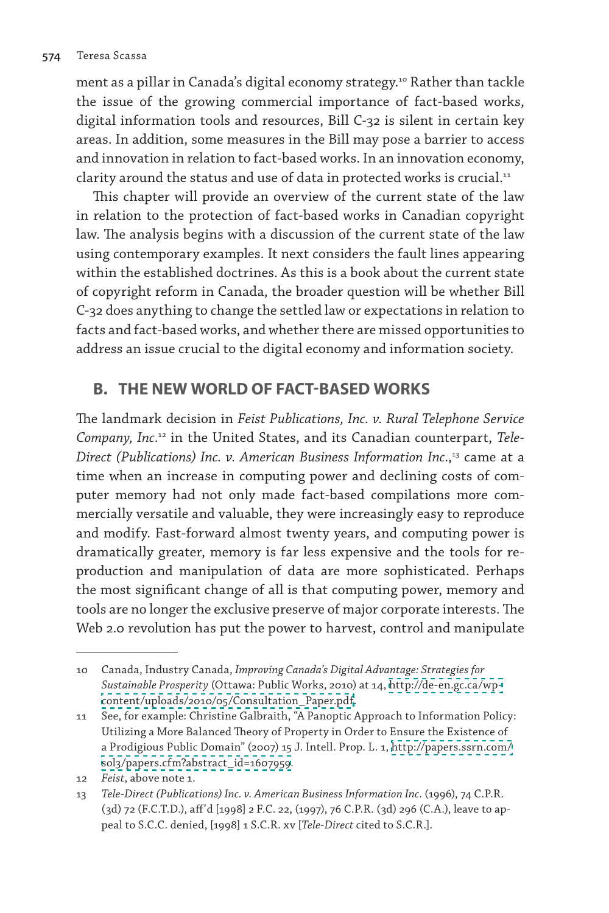ment as a pillar in Canada's digital economy strategy.[10] Rather than tackle the issue of the growing commercial importance of fact-based works, digital information tools and resources, Bill C-32 is silent in certain key areas. In addition, some measures in the Bill may pose a barrier to access and innovation in relation to fact-based works. In an innovation economy, clarity around the status and use of data in protected works is crucial.[11]

This chapter will provide an overview of the current state of the law in relation to the protection of fact-based works in Canadian copyright law. The analysis begins with a discussion of the current state of the law using contemporary examples. It next considers the fault lines appearing within the established doctrines. As this is a book about the current state of copyright reform in Canada, the broader question will be whether Bill C-32 does anything to change the settled law or expectations in relation to facts and fact-based works, and whether there are missed opportunities to address an issue crucial to the digital economy and information society.

## B. THE NEW WORLD OF FACT-BASED WORKS

The landmark decision in *Feist Publications, Inc. v. Rural Telephone Service Company, Inc.*[12] in the United States, and its Canadian counterpart, *Tele-Direct (Publications) Inc. v. American Business Information Inc.*,[13] came at a time when an increase in computing power and declining costs of computer memory had not only made fact-based compilations more commercially versatile and valuable, they were increasingly easy to reproduce and modify. Fast-forward almost twenty years, and computing power is dramatically greater, memory is far less expensive and the tools for reproduction and manipulation of data are more sophisticated. Perhaps the most significant change of all is that computing power, memory and tools are no longer the exclusive preserve of major corporate interests. The Web 2.0 revolution has put the power to harvest, control and manipulate

---

10 Canada, Industry Canada, *Improving Canada's Digital Advantage: Strategies for Sustainable Prosperity* (Ottawa: Public Works, 2010) at 14, http://de-en.gc.ca/wp-content/uploads/2010/05/Consultation_Paper.pdf.

11 See, for example: Christine Galbraith, "A Panoptic Approach to Information Policy: Utilizing a More Balanced Theory of Property in Order to Ensure the Existence of a Prodigious Public Domain" (2007) 15 J. Intell. Prop. L. 1, http://papers.ssrn.com/sol3/papers.cfm?abstract_id=1607959.

12 *Feist*, above note 1.

13 *Tele-Direct (Publications) Inc. v. American Business Information Inc.* (1996), 74 C.P.R. (3d) 72 (F.C.T.D.), aff'd [1998] 2 F.C. 22, (1997), 76 C.P.R. (3d) 296 (C.A.), leave to appeal to S.C.C. denied, [1998] 1 S.C.R. xv [*Tele-Direct* cited to S.C.R.].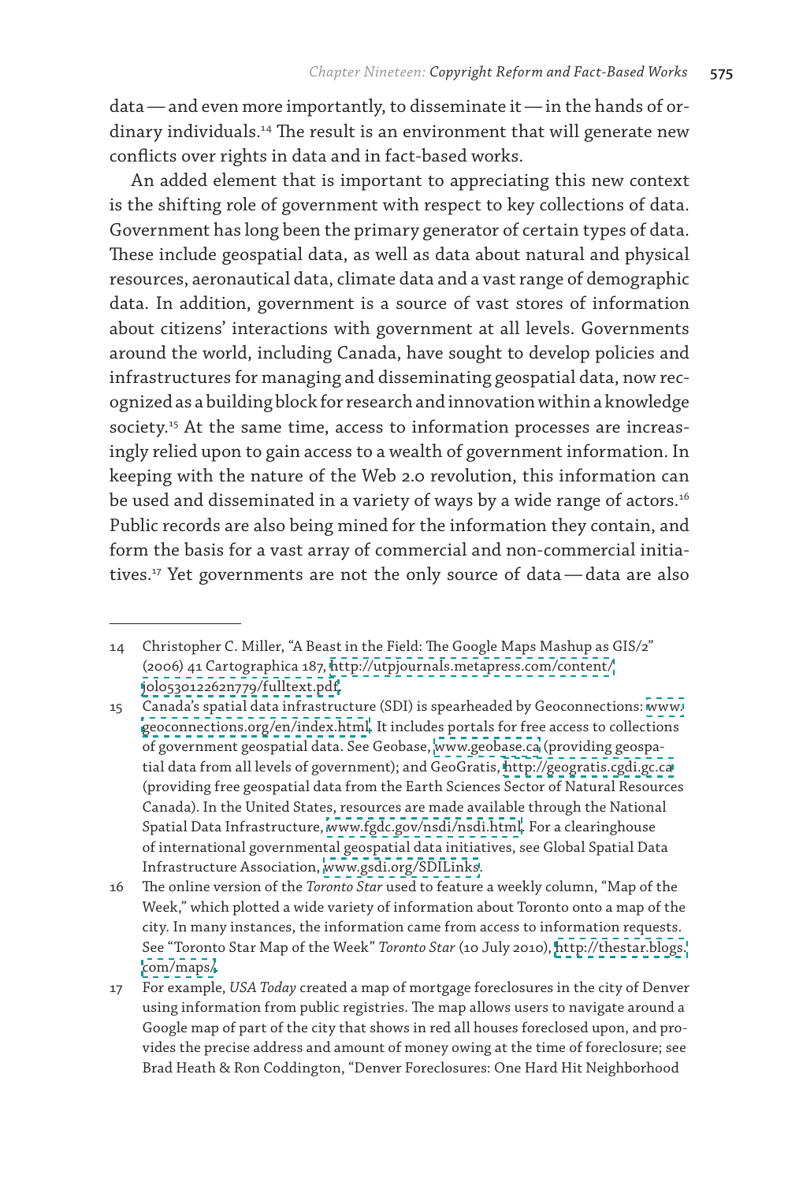data — and even more importantly, to disseminate it — in the hands of ordinary individuals.[14] The result is an environment that will generate new conflicts over rights in data and in fact-based works.

An added element that is important to appreciating this new context is the shifting role of government with respect to key collections of data. Government has long been the primary generator of certain types of data. These include geospatial data, as well as data about natural and physical resources, aeronautical data, climate data and a vast range of demographic data. In addition, government is a source of vast stores of information about citizens' interactions with government at all levels. Governments around the world, including Canada, have sought to develop policies and infrastructures for managing and disseminating geospatial data, now recognized as a building block for research and innovation within a knowledge society.[15] At the same time, access to information processes are increasingly relied upon to gain access to a wealth of government information. In keeping with the nature of the Web 2.0 revolution, this information can be used and disseminated in a variety of ways by a wide range of actors.[16] Public records are also being mined for the information they contain, and form the basis for a vast array of commercial and non-commercial initiatives.[17] Yet governments are not the only source of data — data are also

---

14 Christopher C. Miller, "A Beast in the Field: The Google Maps Mashup as GIS/2" (2006) 41 Cartographica 187, http://utpjournals.metapress.com/content/jolo53012262n779/fulltext.pdf.

15 Canada's spatial data infrastructure (SDI) is spearheaded by Geoconnections: www.geoconnections.org/en/index.html. It includes portals for free access to collections of government geospatial data. See Geobase, www.geobase.ca (providing geospatial data from all levels of government); and GeoGratis, http://geogratis.cgdi.gc.ca (providing free geospatial data from the Earth Sciences Sector of Natural Resources Canada). In the United States, resources are made available through the National Spatial Data Infrastructure, www.fgdc.gov/nsdi/nsdi.html. For a clearinghouse of international governmental geospatial data initiatives, see Global Spatial Data Infrastructure Association, www.gsdi.org/SDILinks.

16 The online version of the *Toronto Star* used to feature a weekly column, "Map of the Week," which plotted a wide variety of information about Toronto onto a map of the city. In many instances, the information came from access to information requests. See "Toronto Star Map of the Week" *Toronto Star* (10 July 2010), http://thestar.blogs.com/maps/.

17 For example, *USA Today* created a map of mortgage foreclosures in the city of Denver using information from public registries. The map allows users to navigate around a Google map of part of the city that shows in red all houses foreclosed upon, and provides the precise address and amount of money owing at the time of foreclosure; see Brad Heath & Ron Coddington, "Denver Foreclosures: One Hard Hit Neighborhood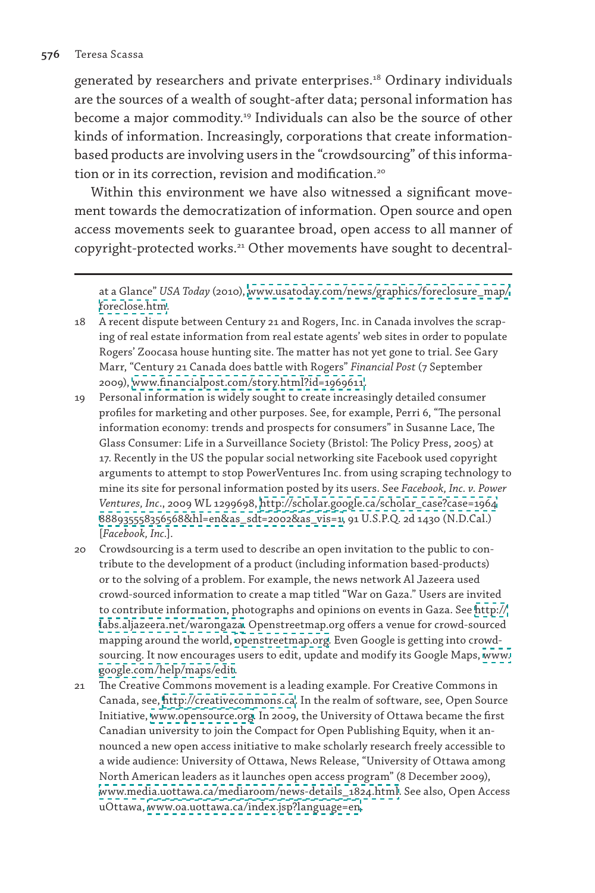generated by researchers and private enterprises.[18] Ordinary individuals are the sources of a wealth of sought-after data; personal information has become a major commodity.[19] Individuals can also be the source of other kinds of information. Increasingly, corporations that create information-based products are involving users in the "crowdsourcing" of this information or in its correction, revision and modification.[20]

Within this environment we have also witnessed a significant movement towards the democratization of information. Open source and open access movements seek to guarantee broad, open access to all manner of copyright-protected works.[21] Other movements have sought to decentral-

---

at a Glance" *USA Today* (2010), www.usatoday.com/news/graphics/foreclosure_map/foreclose.htm.

18 A recent dispute between Century 21 and Rogers, Inc. in Canada involves the scraping of real estate information from real estate agents' web sites in order to populate Rogers' Zoocasa house hunting site. The matter has not yet gone to trial. See Gary Marr, "Century 21 Canada does battle with Rogers" *Financial Post* (7 September 2009), www.financialpost.com/story.html?id=1969611.

19 Personal information is widely sought to create increasingly detailed consumer profiles for marketing and other purposes. See, for example, Perri 6, "The personal information economy: trends and prospects for consumers" in Susanne Lace, The Glass Consumer: Life in a Surveillance Society (Bristol: The Policy Press, 2005) at 17. Recently in the US the popular social networking site Facebook used copyright arguments to attempt to stop PowerVentures Inc. from using scraping technology to mine its site for personal information posted by its users. See *Facebook, Inc. v. Power Ventures, Inc.*, 2009 WL 1299698, http://scholar.google.ca/scholar_case?case=1964888935558356568&hl=en&as_sdt=2002&as_vis=1, 91 U.S.P.Q. 2d 1430 (N.D.Cal.) [*Facebook, Inc.*].

20 Crowdsourcing is a term used to describe an open invitation to the public to contribute to the development of a product (including information based-products) or to the solving of a problem. For example, the news network Al Jazeera used crowd-sourced information to create a map titled "War on Gaza." Users are invited to contribute information, photographs and opinions on events in Gaza. See http://labs.aljazeera.net/warongaza. Openstreetmap.org offers a venue for crowd-sourced mapping around the world, openstreetmap.org. Even Google is getting into crowdsourcing. It now encourages users to edit, update and modify its Google Maps, www.google.com/help/maps/edit.

21 The Creative Commons movement is a leading example. For Creative Commons in Canada, see, http://creativecommons.ca. In the realm of software, see, Open Source Initiative, www.opensource.org. In 2009, the University of Ottawa became the first Canadian university to join the Compact for Open Publishing Equity, when it announced a new open access initiative to make scholarly research freely accessible to a wide audience: University of Ottawa, News Release, "University of Ottawa among North American leaders as it launches open access program" (8 December 2009), www.media.uottawa.ca/mediaroom/news-details_1824.html. See also, Open Access uOttawa, www.oa.uottawa.ca/index.jsp?language=en.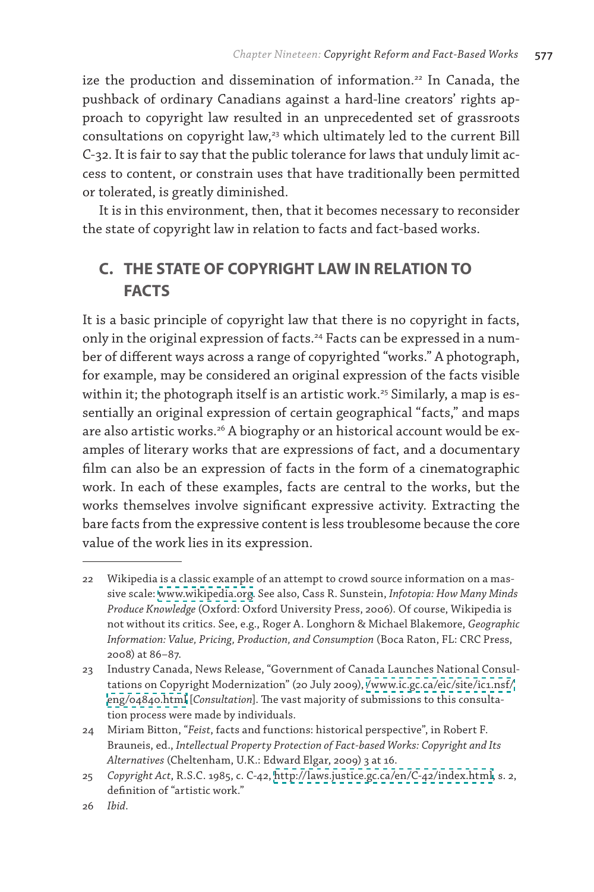ize the production and dissemination of information.[22] In Canada, the pushback of ordinary Canadians against a hard-line creators' rights approach to copyright law resulted in an unprecedented set of grassroots consultations on copyright law,[23] which ultimately led to the current Bill C-32. It is fair to say that the public tolerance for laws that unduly limit access to content, or constrain uses that have traditionally been permitted or tolerated, is greatly diminished.

It is in this environment, then, that it becomes necessary to reconsider the state of copyright law in relation to facts and fact-based works.

## C. THE STATE OF COPYRIGHT LAW IN RELATION TO FACTS

It is a basic principle of copyright law that there is no copyright in facts, only in the original expression of facts.[24] Facts can be expressed in a number of different ways across a range of copyrighted "works." A photograph, for example, may be considered an original expression of the facts visible within it; the photograph itself is an artistic work.[25] Similarly, a map is essentially an original expression of certain geographical "facts," and maps are also artistic works.[26] A biography or an historical account would be examples of literary works that are expressions of fact, and a documentary film can also be an expression of facts in the form of a cinematographic work. In each of these examples, facts are central to the works, but the works themselves involve significant expressive activity. Extracting the bare facts from the expressive content is less troublesome because the core value of the work lies in its expression.

---

22 Wikipedia is a classic example of an attempt to crowd source information on a massive scale: www.wikipedia.org. See also, Cass R. Sunstein, *Infotopia: How Many Minds Produce Knowledge* (Oxford: Oxford University Press, 2006). Of course, Wikipedia is not without its critics. See, e.g., Roger A. Longhorn & Michael Blakemore, *Geographic Information: Value, Pricing, Production, and Consumption* (Boca Raton, FL: CRC Press, 2008) at 86–87.

23 Industry Canada, News Release, "Government of Canada Launches National Consultations on Copyright Modernization" (20 July 2009), www.ic.gc.ca/eic/site/ic1.nsf/eng/04840.html [*Consultation*]. The vast majority of submissions to this consultation process were made by individuals.

24 Miriam Bitton, "*Feist*, facts and functions: historical perspective", in Robert F. Brauneis, ed., *Intellectual Property Protection of Fact-based Works: Copyright and Its Alternatives* (Cheltenham, U.K.: Edward Elgar, 2009) 3 at 16.

25 *Copyright Act*, R.S.C. 1985, c. C-42, http://laws.justice.gc.ca/en/C-42/index.html, s. 2, definition of "artistic work."

26 *Ibid*.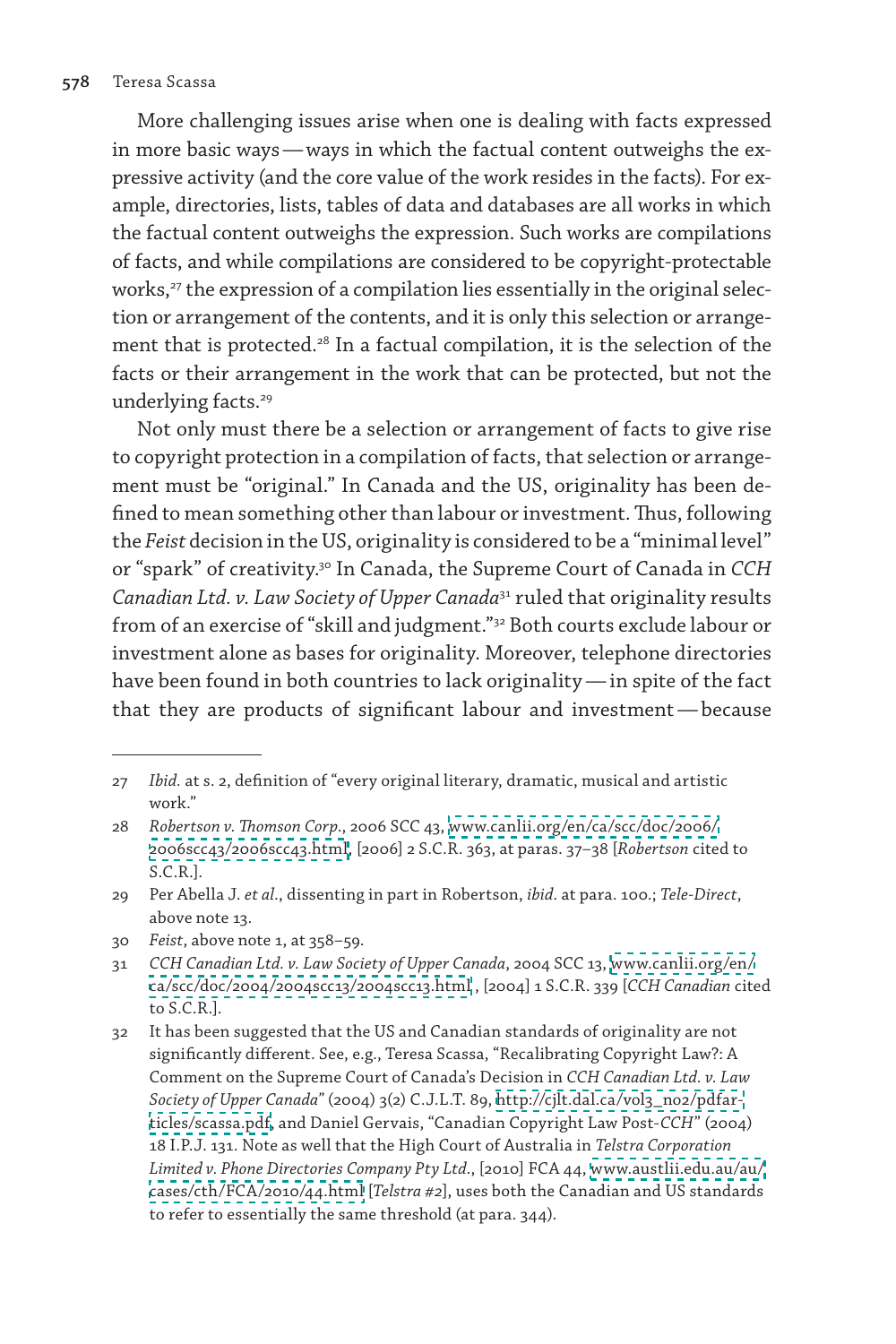More challenging issues arise when one is dealing with facts expressed in more basic ways — ways in which the factual content outweighs the expressive activity (and the core value of the work resides in the facts). For example, directories, lists, tables of data and databases are all works in which the factual content outweighs the expression. Such works are compilations of facts, and while compilations are considered to be copyright-protectable works,[27] the expression of a compilation lies essentially in the original selection or arrangement of the contents, and it is only this selection or arrangement that is protected.[28] In a factual compilation, it is the selection of the facts or their arrangement in the work that can be protected, but not the underlying facts.[29]

Not only must there be a selection or arrangement of facts to give rise to copyright protection in a compilation of facts, that selection or arrangement must be "original." In Canada and the US, originality has been defined to mean something other than labour or investment. Thus, following the *Feist* decision in the US, originality is considered to be a "minimal level" or "spark" of creativity.[30] In Canada, the Supreme Court of Canada in *CCH Canadian Ltd. v. Law Society of Upper Canada*[31] ruled that originality results from of an exercise of "skill and judgment."[32] Both courts exclude labour or investment alone as bases for originality. Moreover, telephone directories have been found in both countries to lack originality — in spite of the fact that they are products of significant labour and investment — because

---

27 *Ibid.* at s. 2, definition of "every original literary, dramatic, musical and artistic work."

28 *Robertson v. Thomson Corp.*, 2006 SCC 43, www.canlii.org/en/ca/scc/doc/2006/2006scc43/2006scc43.html, [2006] 2 S.C.R. 363, at paras. 37–38 [*Robertson* cited to S.C.R.].

29 Per Abella J. *et al.*, dissenting in part in Robertson, *ibid.* at para. 100.; *Tele-Direct*, above note 13.

30 *Feist*, above note 1, at 358–59.

31 *CCH Canadian Ltd. v. Law Society of Upper Canada*, 2004 SCC 13, www.canlii.org/en/ca/scc/doc/2004/2004scc13/2004scc13.html , [2004] 1 S.C.R. 339 [*CCH Canadian* cited to S.C.R.].

32 It has been suggested that the US and Canadian standards of originality are not significantly different. See, e.g., Teresa Scassa, "Recalibrating Copyright Law?: A Comment on the Supreme Court of Canada's Decision in *CCH Canadian Ltd. v. Law Society of Upper Canada*" (2004) 3(2) C.J.L.T. 89, http://cjlt.dal.ca/vol3_no2/pdfarticles/scassa.pdf, and Daniel Gervais, "Canadian Copyright Law Post-*CCH*" (2004) 18 I.P.J. 131. Note as well that the High Court of Australia in *Telstra Corporation Limited v. Phone Directories Company Pty Ltd.*, [2010] FCA 44, www.austlii.edu.au/au/cases/cth/FCA/2010/44.html [*Telstra #2*], uses both the Canadian and US standards to refer to essentially the same threshold (at para. 344).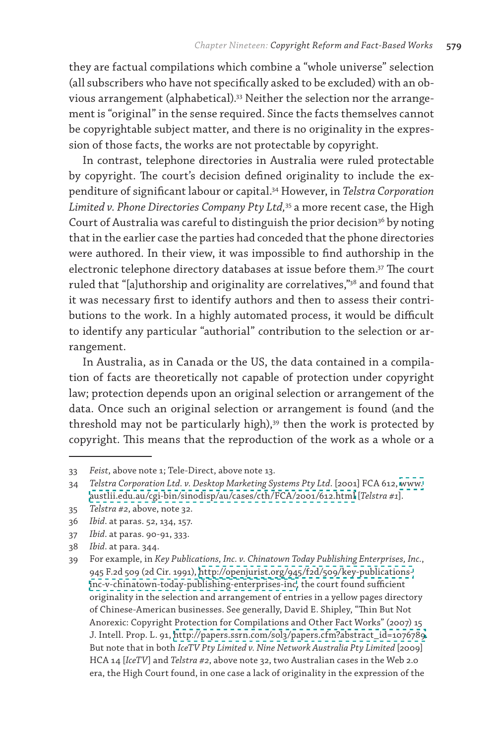they are factual compilations which combine a "whole universe" selection (all subscribers who have not specifically asked to be excluded) with an obvious arrangement (alphabetical).[33] Neither the selection nor the arrangement is "original" in the sense required. Since the facts themselves cannot be copyrightable subject matter, and there is no originality in the expression of those facts, the works are not protectable by copyright.

In contrast, telephone directories in Australia were ruled protectable by copyright. The court's decision defined originality to include the expenditure of significant labour or capital.[34] However, in *Telstra Corporation Limited v. Phone Directories Company Pty Ltd,*[35] a more recent case, the High Court of Australia was careful to distinguish the prior decision[36] by noting that in the earlier case the parties had conceded that the phone directories were authored. In their view, it was impossible to find authorship in the electronic telephone directory databases at issue before them.[37] The court ruled that "[a]uthorship and originality are correlatives,"[38] and found that it was necessary first to identify authors and then to assess their contributions to the work. In a highly automated process, it would be difficult to identify any particular "authorial" contribution to the selection or arrangement.

In Australia, as in Canada or the US, the data contained in a compilation of facts are theoretically not capable of protection under copyright law; protection depends upon an original selection or arrangement of the data. Once such an original selection or arrangement is found (and the threshold may not be particularly high),[39] then the work is protected by copyright. This means that the reproduction of the work as a whole or a

---

33 *Feist*, above note 1; Tele-Direct, above note 13.

34 *Telstra Corporation Ltd. v. Desktop Marketing Systems Pty Ltd*. [2001] FCA 612, www.austlii.edu.au/cgi-bin/sinodisp/au/cases/cth/FCA/2001/612.html [*Telstra #1*].

35 *Telstra #2*, above, note 32.

36 *Ibid*. at paras. 52, 134, 157.

37 *Ibid*. at paras. 90-91, 333.

38 *Ibid*. at para. 344.

39 For example, in *Key Publications, Inc. v. Chinatown Today Publishing Enterprises, Inc.*, 945 F.2d 509 (2d Cir. 1991), http://openjurist.org/945/f2d/509/key-publications-inc-v-chinatown-today-publishing-enterprises-inc, the court found sufficient originality in the selection and arrangement of entries in a yellow pages directory of Chinese-American businesses. See generally, David E. Shipley, "Thin But Not Anorexic: Copyright Protection for Compilations and Other Fact Works" (2007) 15 J. Intell. Prop. L. 91, http://papers.ssrn.com/sol3/papers.cfm?abstract_id=1076789. But note that in both *IceTV Pty Limited v. Nine Network Australia Pty Limited* [2009] HCA 14 [*IceTV*] and *Telstra #2*, above note 32, two Australian cases in the Web 2.0 era, the High Court found, in one case a lack of originality in the expression of the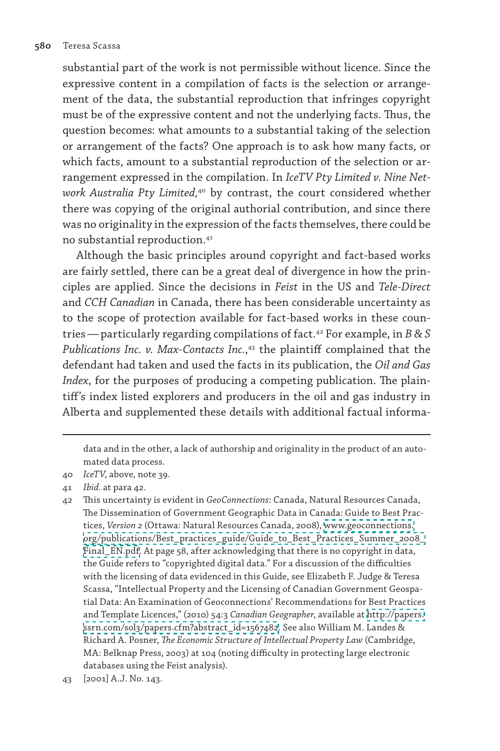substantial part of the work is not permissible without licence. Since the expressive content in a compilation of facts is the selection or arrangement of the data, the substantial reproduction that infringes copyright must be of the expressive content and not the underlying facts. Thus, the question becomes: what amounts to a substantial taking of the selection or arrangement of the facts? One approach is to ask how many facts, or which facts, amount to a substantial reproduction of the selection or arrangement expressed in the compilation. In *IceTV Pty Limited v. Nine Network Australia Pty Limited,*[40] by contrast, the court considered whether there was copying of the original authorial contribution, and since there was no originality in the expression of the facts themselves, there could be no substantial reproduction.[41]

Although the basic principles around copyright and fact-based works are fairly settled, there can be a great deal of divergence in how the principles are applied. Since the decisions in *Feist* in the US and *Tele-Direct* and *CCH Canadian* in Canada, there has been considerable uncertainty as to the scope of protection available for fact-based works in these countries — particularly regarding compilations of fact.[42] For example, in *B & S Publications Inc. v. Max-Contacts Inc.*,[43] the plaintiff complained that the defendant had taken and used the facts in its publication, the *Oil and Gas Index*, for the purposes of producing a competing publication. The plaintiff's index listed explorers and producers in the oil and gas industry in Alberta and supplemented these details with additional factual informa-

---

data and in the other, a lack of authorship and originality in the product of an automated data process.

40 *IceTV*, above, note 39.

41 *Ibid.* at para 42.

42 This uncertainty is evident in *GeoConnections*: Canada, Natural Resources Canada, The Dissemination of Government Geographic Data in Canada: Guide to Best Practices, *Version 2* (Ottawa: Natural Resources Canada, 2008), www.geoconnections.org/publications/Best_practices_guide/Guide_to_Best_Practices_Summer_2008_Final_EN.pdf. At page 58, after acknowledging that there is no copyright in data, the Guide refers to "copyrighted digital data." For a discussion of the difficulties with the licensing of data evidenced in this Guide, see Elizabeth F. Judge & Teresa Scassa, "Intellectual Property and the Licensing of Canadian Government Geospatial Data: An Examination of Geoconnections' Recommendations for Best Practices and Template Licences," (2010) 54:3 *Canadian Geographer*, available at http://papers.ssrn.com/sol3/papers.cfm?abstract_id=1567482. See also William M. Landes & Richard A. Posner, *The Economic Structure of Intellectual Property Law* (Cambridge, MA: Belknap Press, 2003) at 104 (noting difficulty in protecting large electronic databases using the Feist analysis).

43 [2001] A.J. No. 143.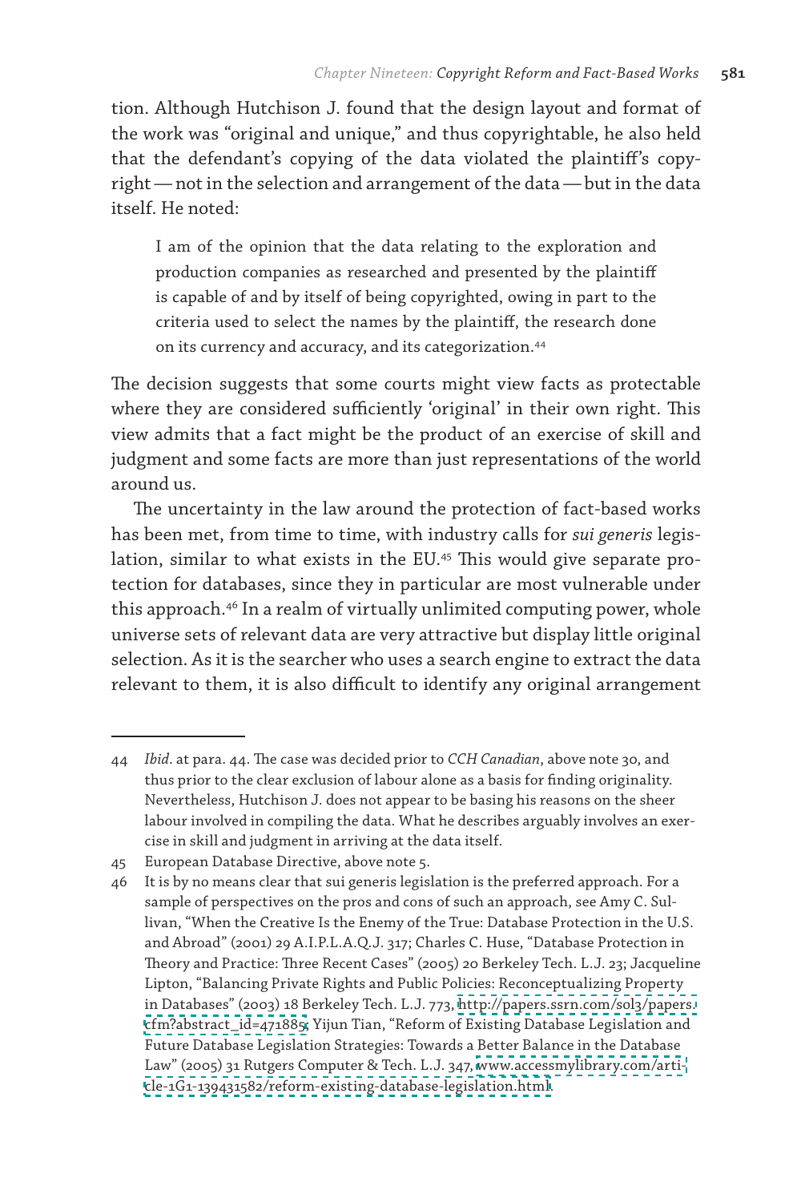tion. Although Hutchison J. found that the design layout and format of the work was "original and unique," and thus copyrightable, he also held that the defendant's copying of the data violated the plaintiff's copyright — not in the selection and arrangement of the data — but in the data itself. He noted:

> I am of the opinion that the data relating to the exploration and production companies as researched and presented by the plaintiff is capable of and by itself of being copyrighted, owing in part to the criteria used to select the names by the plaintiff, the research done on its currency and accuracy, and its categorization.[44]

The decision suggests that some courts might view facts as protectable where they are considered sufficiently 'original' in their own right. This view admits that a fact might be the product of an exercise of skill and judgment and some facts are more than just representations of the world around us.

The uncertainty in the law around the protection of fact-based works has been met, from time to time, with industry calls for *sui generis* legislation, similar to what exists in the EU.[45] This would give separate protection for databases, since they in particular are most vulnerable under this approach.[46] In a realm of virtually unlimited computing power, whole universe sets of relevant data are very attractive but display little original selection. As it is the searcher who uses a search engine to extract the data relevant to them, it is also difficult to identify any original arrangement

---

44 *Ibid*. at para. 44. The case was decided prior to *CCH Canadian*, above note 30, and thus prior to the clear exclusion of labour alone as a basis for finding originality. Nevertheless, Hutchison J. does not appear to be basing his reasons on the sheer labour involved in compiling the data. What he describes arguably involves an exercise in skill and judgment in arriving at the data itself.

45 European Database Directive, above note 5.

46 It is by no means clear that sui generis legislation is the preferred approach. For a sample of perspectives on the pros and cons of such an approach, see Amy C. Sullivan, "When the Creative Is the Enemy of the True: Database Protection in the U.S. and Abroad" (2001) 29 A.I.P.L.A.Q.J. 317; Charles C. Huse, "Database Protection in Theory and Practice: Three Recent Cases" (2005) 20 Berkeley Tech. L.J. 23; Jacqueline Lipton, "Balancing Private Rights and Public Policies: Reconceptualizing Property in Databases" (2003) 18 Berkeley Tech. L.J. 773, http://papers.ssrn.com/sol3/papers.cfm?abstract_id=471885; Yijun Tian, "Reform of Existing Database Legislation and Future Database Legislation Strategies: Towards a Better Balance in the Database Law" (2005) 31 Rutgers Computer & Tech. L.J. 347, www.accessmylibrary.com/article-1G1-139431582/reform-existing-database-legislation.html.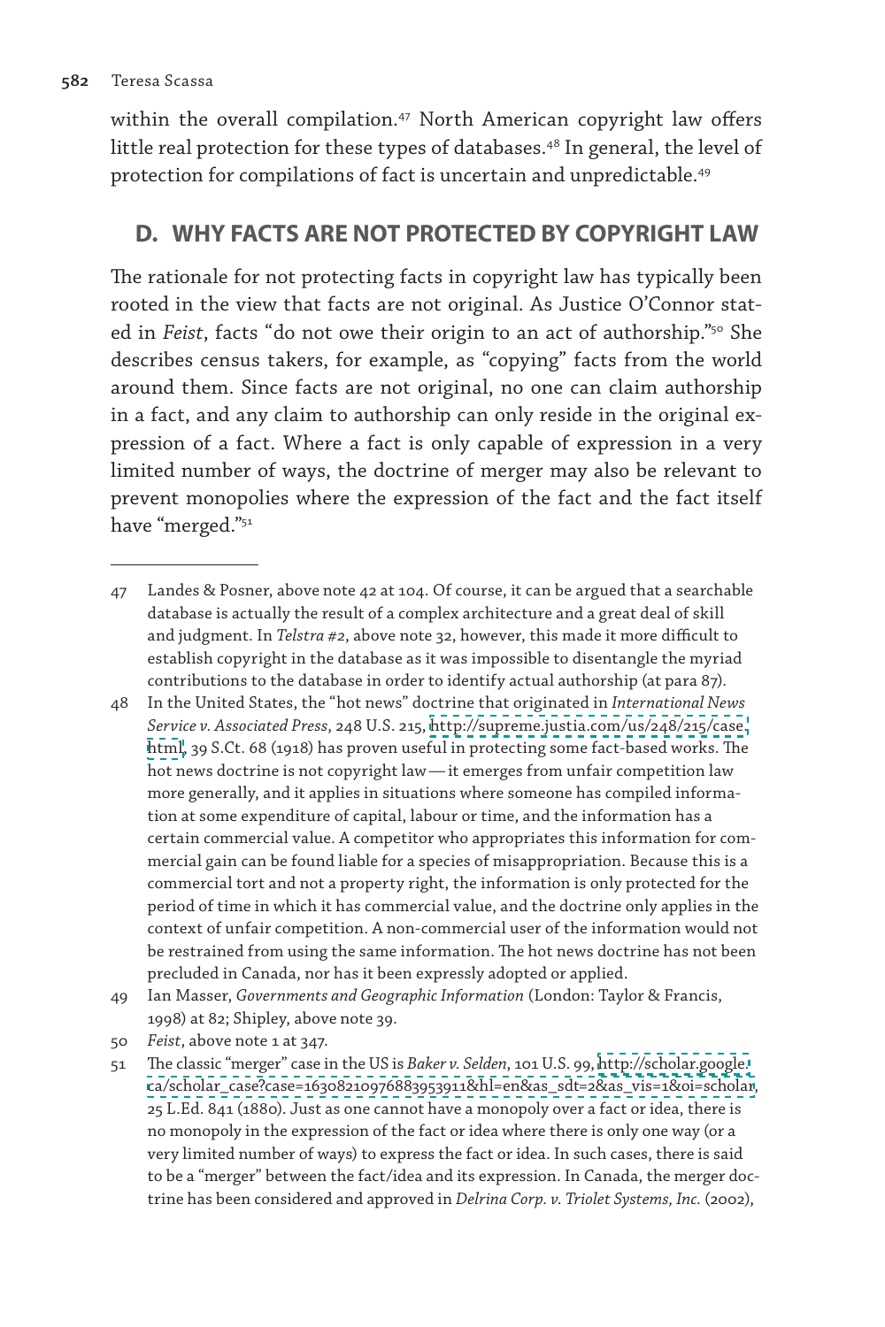within the overall compilation.[47] North American copyright law offers little real protection for these types of databases.[48] In general, the level of protection for compilations of fact is uncertain and unpredictable.[49]

## D. WHY FACTS ARE NOT PROTECTED BY COPYRIGHT LAW

The rationale for not protecting facts in copyright law has typically been rooted in the view that facts are not original. As Justice O'Connor stated in *Feist*, facts "do not owe their origin to an act of authorship."[50] She describes census takers, for example, as "copying" facts from the world around them. Since facts are not original, no one can claim authorship in a fact, and any claim to authorship can only reside in the original expression of a fact. Where a fact is only capable of expression in a very limited number of ways, the doctrine of merger may also be relevant to prevent monopolies where the expression of the fact and the fact itself have "merged."[51]

---

47 Landes & Posner, above note 42 at 104. Of course, it can be argued that a searchable database is actually the result of a complex architecture and a great deal of skill and judgment. In *Telstra #2*, above note 32, however, this made it more difficult to establish copyright in the database as it was impossible to disentangle the myriad contributions to the database in order to identify actual authorship (at para 87).

48 In the United States, the "hot news" doctrine that originated in *International News Service v. Associated Press*, 248 U.S. 215, http://supreme.justia.com/us/248/215/case.html, 39 S.Ct. 68 (1918) has proven useful in protecting some fact-based works. The hot news doctrine is not copyright law — it emerges from unfair competition law more generally, and it applies in situations where someone has compiled information at some expenditure of capital, labour or time, and the information has a certain commercial value. A competitor who appropriates this information for commercial gain can be found liable for a species of misappropriation. Because this is a commercial tort and not a property right, the information is only protected for the period of time in which it has commercial value, and the doctrine only applies in the context of unfair competition. A non-commercial user of the information would not be restrained from using the same information. The hot news doctrine has not been precluded in Canada, nor has it been expressly adopted or applied.

49 Ian Masser, *Governments and Geographic Information* (London: Taylor & Francis, 1998) at 82; Shipley, above note 39.

50 *Feist*, above note 1 at 347.

51 The classic "merger" case in the US is *Baker v. Selden*, 101 U.S. 99, http://scholar.google.ca/scholar_case?case=16308210976883953911&hl=en&as_sdt=2&as_vis=1&oi=scholar, 25 L.Ed. 841 (1880). Just as one cannot have a monopoly over a fact or idea, there is no monopoly in the expression of the fact or idea where there is only one way (or a very limited number of ways) to express the fact or idea. In such cases, there is said to be a "merger" between the fact/idea and its expression. In Canada, the merger doctrine has been considered and approved in *Delrina Corp. v. Triolet Systems, Inc.* (2002),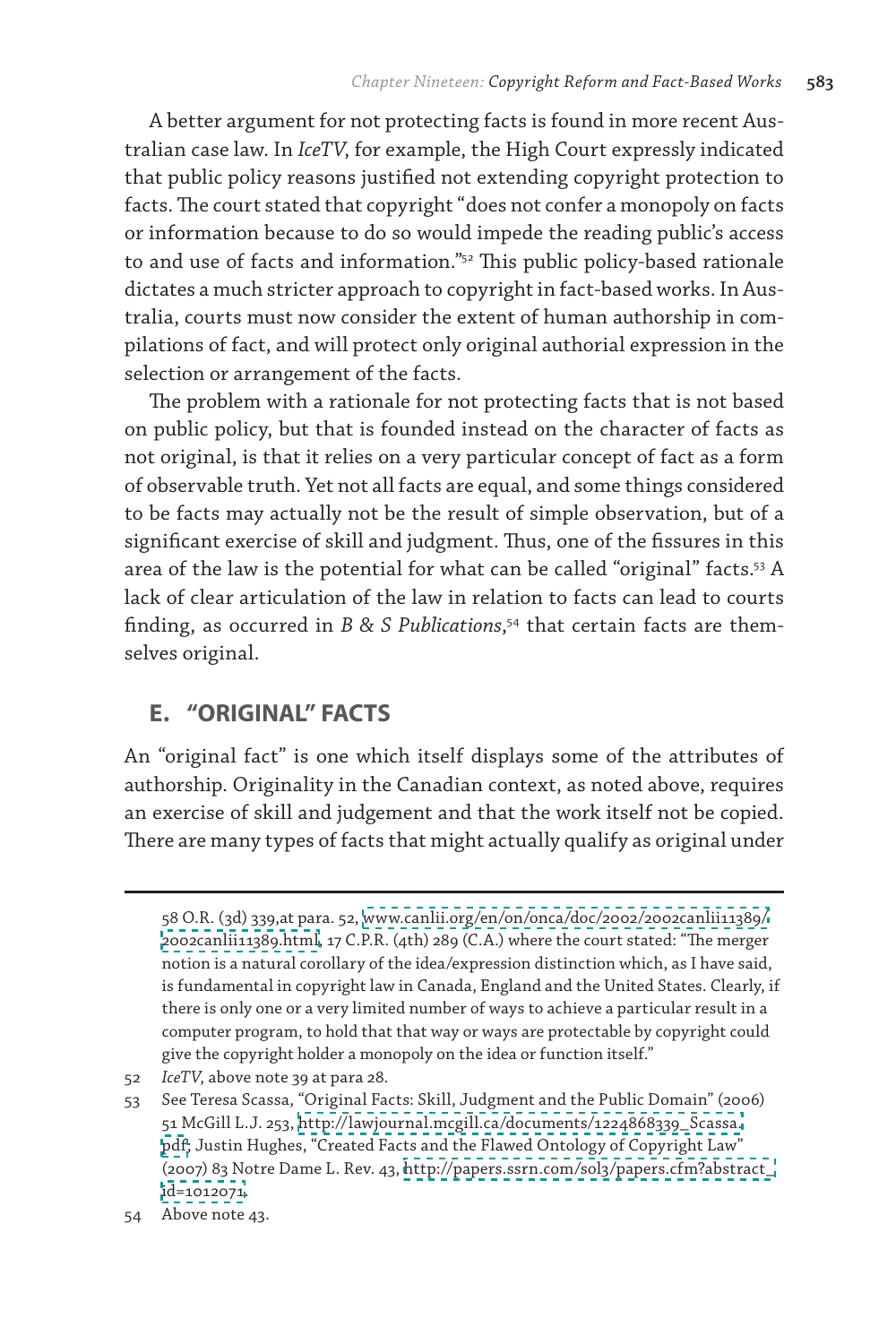A better argument for not protecting facts is found in more recent Australian case law. In *IceTV*, for example, the High Court expressly indicated that public policy reasons justified not extending copyright protection to facts. The court stated that copyright "does not confer a monopoly on facts or information because to do so would impede the reading public's access to and use of facts and information."[52] This public policy-based rationale dictates a much stricter approach to copyright in fact-based works. In Australia, courts must now consider the extent of human authorship in compilations of fact, and will protect only original authorial expression in the selection or arrangement of the facts.

The problem with a rationale for not protecting facts that is not based on public policy, but that is founded instead on the character of facts as not original, is that it relies on a very particular concept of fact as a form of observable truth. Yet not all facts are equal, and some things considered to be facts may actually not be the result of simple observation, but of a significant exercise of skill and judgment. Thus, one of the fissures in this area of the law is the potential for what can be called "original" facts.[53] A lack of clear articulation of the law in relation to facts can lead to courts finding, as occurred in *B & S Publications*,[54] that certain facts are themselves original.

## E. "ORIGINAL" FACTS

An "original fact" is one which itself displays some of the attributes of authorship. Originality in the Canadian context, as noted above, requires an exercise of skill and judgement and that the work itself not be copied. There are many types of facts that might actually qualify as original under

---

58 O.R. (3d) 339,at para. 52, www.canlii.org/en/on/onca/doc/2002/2002canlii11389/2002canlii11389.html, 17 C.P.R. (4th) 289 (C.A.) where the court stated: "The merger notion is a natural corollary of the idea/expression distinction which, as I have said, is fundamental in copyright law in Canada, England and the United States. Clearly, if there is only one or a very limited number of ways to achieve a particular result in a computer program, to hold that that way or ways are protectable by copyright could give the copyright holder a monopoly on the idea or function itself."

52 *IceTV*, above note 39 at para 28.

53 See Teresa Scassa, "Original Facts: Skill, Judgment and the Public Domain" (2006) 51 McGill L.J. 253, http://lawjournal.mcgill.ca/documents/1224868339_Scassa.pdf; Justin Hughes, "Created Facts and the Flawed Ontology of Copyright Law" (2007) 83 Notre Dame L. Rev. 43, http://papers.ssrn.com/sol3/papers.cfm?abstract_id=1012071.

54 Above note 43.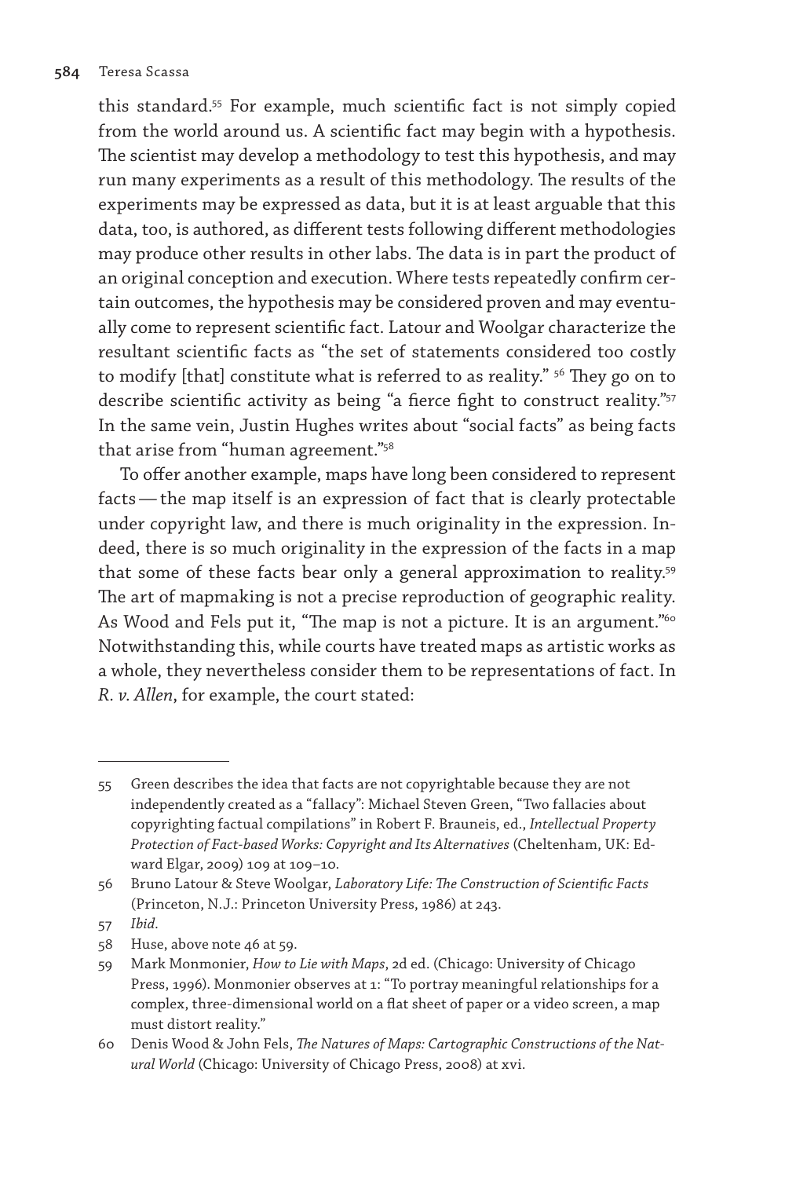this standard.[55] For example, much scientific fact is not simply copied from the world around us. A scientific fact may begin with a hypothesis. The scientist may develop a methodology to test this hypothesis, and may run many experiments as a result of this methodology. The results of the experiments may be expressed as data, but it is at least arguable that this data, too, is authored, as different tests following different methodologies may produce other results in other labs. The data is in part the product of an original conception and execution. Where tests repeatedly confirm certain outcomes, the hypothesis may be considered proven and may eventually come to represent scientific fact. Latour and Woolgar characterize the resultant scientific facts as "the set of statements considered too costly to modify [that] constitute what is referred to as reality." [56] They go on to describe scientific activity as being "a fierce fight to construct reality."[57] In the same vein, Justin Hughes writes about "social facts" as being facts that arise from "human agreement."[58]

To offer another example, maps have long been considered to represent facts — the map itself is an expression of fact that is clearly protectable under copyright law, and there is much originality in the expression. Indeed, there is so much originality in the expression of the facts in a map that some of these facts bear only a general approximation to reality.[59] The art of mapmaking is not a precise reproduction of geographic reality. As Wood and Fels put it, "The map is not a picture. It is an argument."[60] Notwithstanding this, while courts have treated maps as artistic works as a whole, they nevertheless consider them to be representations of fact. In *R. v. Allen*, for example, the court stated:

---

55 Green describes the idea that facts are not copyrightable because they are not independently created as a "fallacy": Michael Steven Green, "Two fallacies about copyrighting factual compilations" in Robert F. Brauneis, ed., *Intellectual Property Protection of Fact-based Works: Copyright and Its Alternatives* (Cheltenham, UK: Edward Elgar, 2009) 109 at 109–10.

56 Bruno Latour & Steve Woolgar, *Laboratory Life: The Construction of Scientific Facts* (Princeton, N.J.: Princeton University Press, 1986) at 243.

57 *Ibid*.

58 Huse, above note 46 at 59.

59 Mark Monmonier, *How to Lie with Maps*, 2d ed. (Chicago: University of Chicago Press, 1996). Monmonier observes at 1: "To portray meaningful relationships for a complex, three-dimensional world on a flat sheet of paper or a video screen, a map must distort reality."

60 Denis Wood & John Fels, *The Natures of Maps: Cartographic Constructions of the Natural World* (Chicago: University of Chicago Press, 2008) at xvi.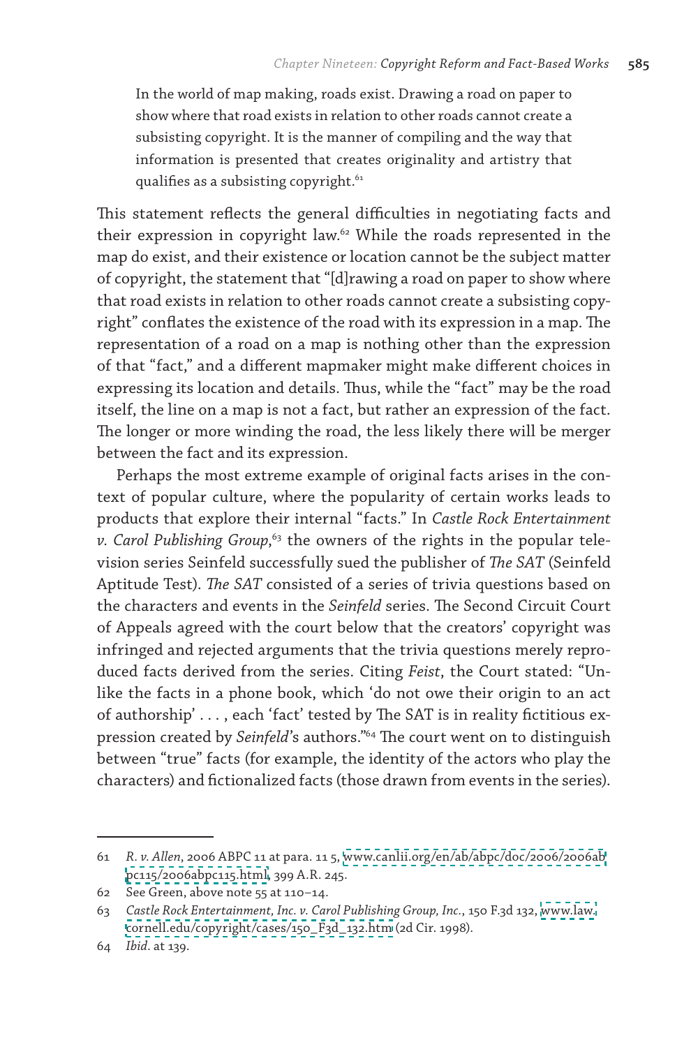> In the world of map making, roads exist. Drawing a road on paper to show where that road exists in relation to other roads cannot create a subsisting copyright. It is the manner of compiling and the way that information is presented that creates originality and artistry that qualifies as a subsisting copyright.[61]

This statement reflects the general difficulties in negotiating facts and their expression in copyright law.[62] While the roads represented in the map do exist, and their existence or location cannot be the subject matter of copyright, the statement that "[d]rawing a road on paper to show where that road exists in relation to other roads cannot create a subsisting copyright" conflates the existence of the road with its expression in a map. The representation of a road on a map is nothing other than the expression of that "fact," and a different mapmaker might make different choices in expressing its location and details. Thus, while the "fact" may be the road itself, the line on a map is not a fact, but rather an expression of the fact. The longer or more winding the road, the less likely there will be merger between the fact and its expression.

Perhaps the most extreme example of original facts arises in the context of popular culture, where the popularity of certain works leads to products that explore their internal "facts." In *Castle Rock Entertainment v. Carol Publishing Group*,[63] the owners of the rights in the popular television series Seinfeld successfully sued the publisher of *The SAT* (Seinfeld Aptitude Test). *The SAT* consisted of a series of trivia questions based on the characters and events in the *Seinfeld* series. The Second Circuit Court of Appeals agreed with the court below that the creators' copyright was infringed and rejected arguments that the trivia questions merely reproduced facts derived from the series. Citing *Feist*, the Court stated: "Unlike the facts in a phone book, which 'do not owe their origin to an act of authorship' . . . , each 'fact' tested by The SAT is in reality fictitious expression created by *Seinfeld*'s authors."[64] The court went on to distinguish between "true" facts (for example, the identity of the actors who play the characters) and fictionalized facts (those drawn from events in the series).

---

61 *R. v. Allen*, 2006 ABPC 11 at para. 11 5, www.canlii.org/en/ab/abpc/doc/2006/2006abpc115/2006abpc115.html, 399 A.R. 245.

62 See Green, above note 55 at 110–14.

63 *Castle Rock Entertainment, Inc. v. Carol Publishing Group, Inc.*, 150 F.3d 132, www.law.cornell.edu/copyright/cases/150_F3d_132.htm (2d Cir. 1998).

64 *Ibid*. at 139.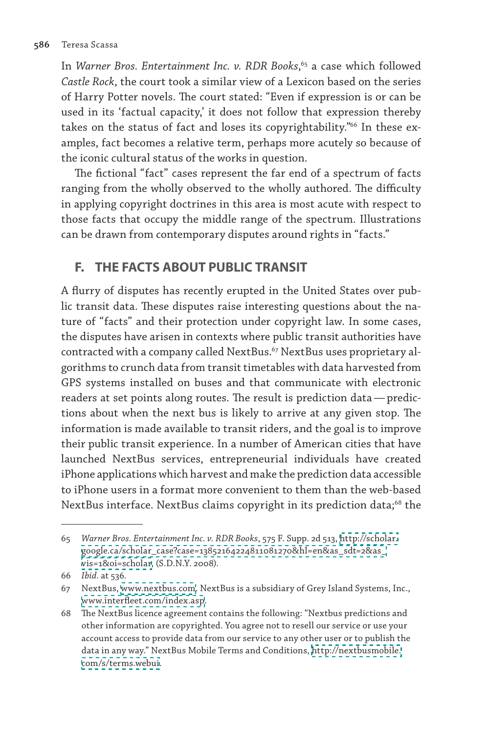In *Warner Bros. Entertainment Inc. v. RDR Books*,[65] a case which followed *Castle Rock*, the court took a similar view of a Lexicon based on the series of Harry Potter novels. The court stated: "Even if expression is or can be used in its 'factual capacity,' it does not follow that expression thereby takes on the status of fact and loses its copyrightability."[66] In these examples, fact becomes a relative term, perhaps more acutely so because of the iconic cultural status of the works in question.

The fictional "fact" cases represent the far end of a spectrum of facts ranging from the wholly observed to the wholly authored. The difficulty in applying copyright doctrines in this area is most acute with respect to those facts that occupy the middle range of the spectrum. Illustrations can be drawn from contemporary disputes around rights in "facts."

## F. THE FACTS ABOUT PUBLIC TRANSIT

A flurry of disputes has recently erupted in the United States over public transit data. These disputes raise interesting questions about the nature of "facts" and their protection under copyright law. In some cases, the disputes have arisen in contexts where public transit authorities have contracted with a company called NextBus.[67] NextBus uses proprietary algorithms to crunch data from transit timetables with data harvested from GPS systems installed on buses and that communicate with electronic readers at set points along routes. The result is prediction data — predictions about when the next bus is likely to arrive at any given stop. The information is made available to transit riders, and the goal is to improve their public transit experience. In a number of American cities that have launched NextBus services, entrepreneurial individuals have created iPhone applications which harvest and make the prediction data accessible to iPhone users in a format more convenient to them than the web-based NextBus interface. NextBus claims copyright in its prediction data;[68] the

---

65 *Warner Bros. Entertainment Inc. v. RDR Books*, 575 F. Supp. 2d 513, http://scholar.google.ca/scholar_case?case=13852164224811081270&hl=en&as_sdt=2&as_vis=1&oi=scholar, (S.D.N.Y. 2008).

66 *Ibid*. at 536.

67 NextBus, www.nextbus.com. NextBus is a subsidiary of Grey Island Systems, Inc., www.interfleet.com/index.asp.

68 The NextBus licence agreement contains the following: "Nextbus predictions and other information are copyrighted. You agree not to resell our service or use your account access to provide data from our service to any other user or to publish the data in any way." NextBus Mobile Terms and Conditions, http://nextbusmobile.com/s/terms.webui.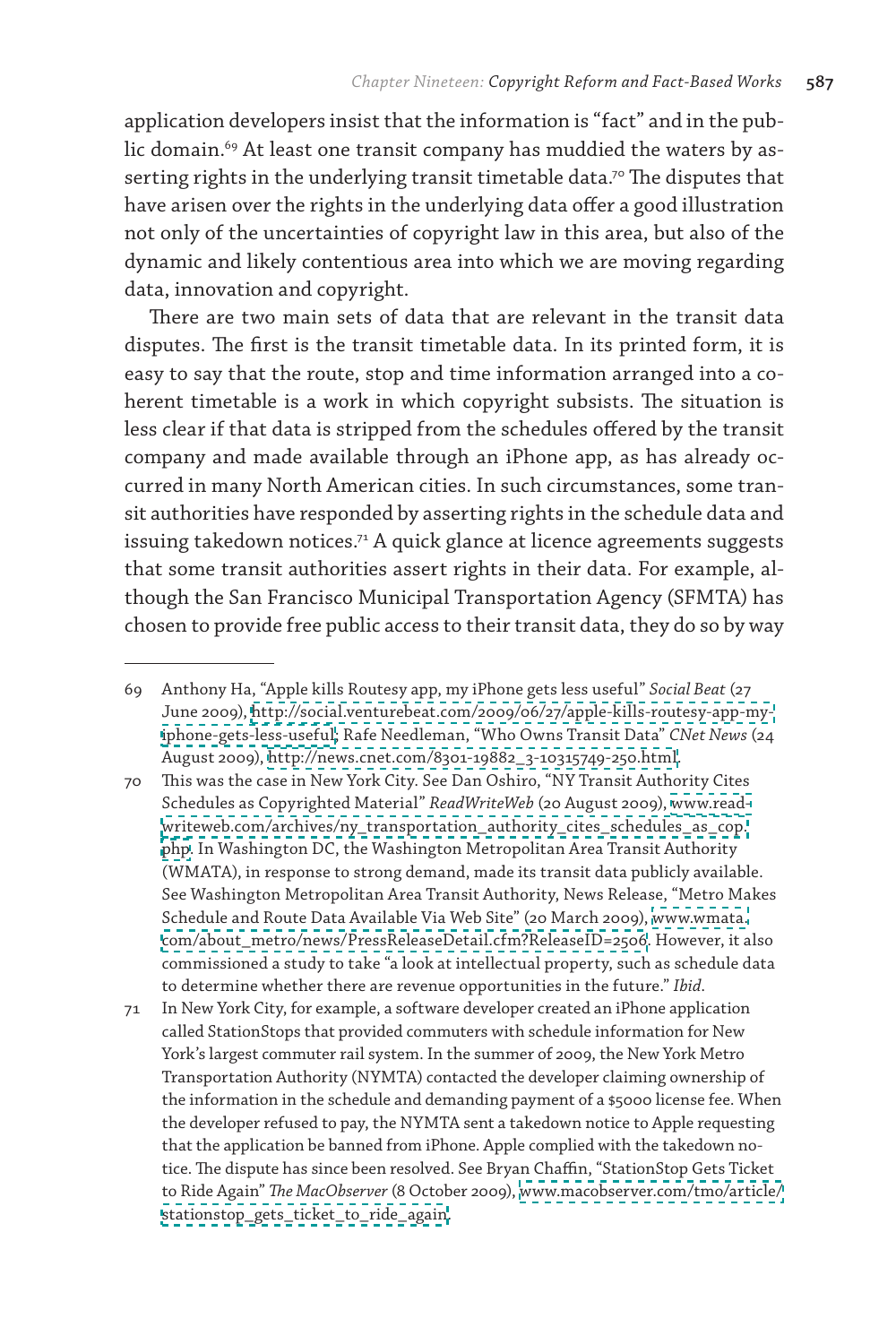application developers insist that the information is "fact" and in the public domain.[69] At least one transit company has muddied the waters by asserting rights in the underlying transit timetable data.[70] The disputes that have arisen over the rights in the underlying data offer a good illustration not only of the uncertainties of copyright law in this area, but also of the dynamic and likely contentious area into which we are moving regarding data, innovation and copyright.

There are two main sets of data that are relevant in the transit data disputes. The first is the transit timetable data. In its printed form, it is easy to say that the route, stop and time information arranged into a coherent timetable is a work in which copyright subsists. The situation is less clear if that data is stripped from the schedules offered by the transit company and made available through an iPhone app, as has already occurred in many North American cities. In such circumstances, some transit authorities have responded by asserting rights in the schedule data and issuing takedown notices.[71] A quick glance at licence agreements suggests that some transit authorities assert rights in their data. For example, although the San Francisco Municipal Transportation Agency (SFMTA) has chosen to provide free public access to their transit data, they do so by way

---

69 Anthony Ha, "Apple kills Routesy app, my iPhone gets less useful" *Social Beat* (27 June 2009), http://social.venturebeat.com/2009/06/27/apple-kills-routesy-app-my-iphone-gets-less-useful; Rafe Needleman, "Who Owns Transit Data" *CNet News* (24 August 2009), http://news.cnet.com/8301-19882_3-10315749-250.html.

70 This was the case in New York City. See Dan Oshiro, "NY Transit Authority Cites Schedules as Copyrighted Material" *ReadWriteWeb* (20 August 2009), www.readwriteweb.com/archives/ny_transportation_authority_cites_schedules_as_cop.php. In Washington DC, the Washington Metropolitan Area Transit Authority (WMATA), in response to strong demand, made its transit data publicly available. See Washington Metropolitan Area Transit Authority, News Release, "Metro Makes Schedule and Route Data Available Via Web Site" (20 March 2009), www.wmata.com/about_metro/news/PressReleaseDetail.cfm?ReleaseID=2506. However, it also commissioned a study to take "a look at intellectual property, such as schedule data to determine whether there are revenue opportunities in the future." *Ibid.*

71 In New York City, for example, a software developer created an iPhone application called StationStops that provided commuters with schedule information for New York's largest commuter rail system. In the summer of 2009, the New York Metro Transportation Authority (NYMTA) contacted the developer claiming ownership of the information in the schedule and demanding payment of a $5000 license fee. When the developer refused to pay, the NYMTA sent a takedown notice to Apple requesting that the application be banned from iPhone. Apple complied with the takedown notice. The dispute has since been resolved. See Bryan Chaffin, "StationStop Gets Ticket to Ride Again" *The MacObserver* (8 October 2009), www.macobserver.com/tmo/article/stationstop_gets_ticket_to_ride_again.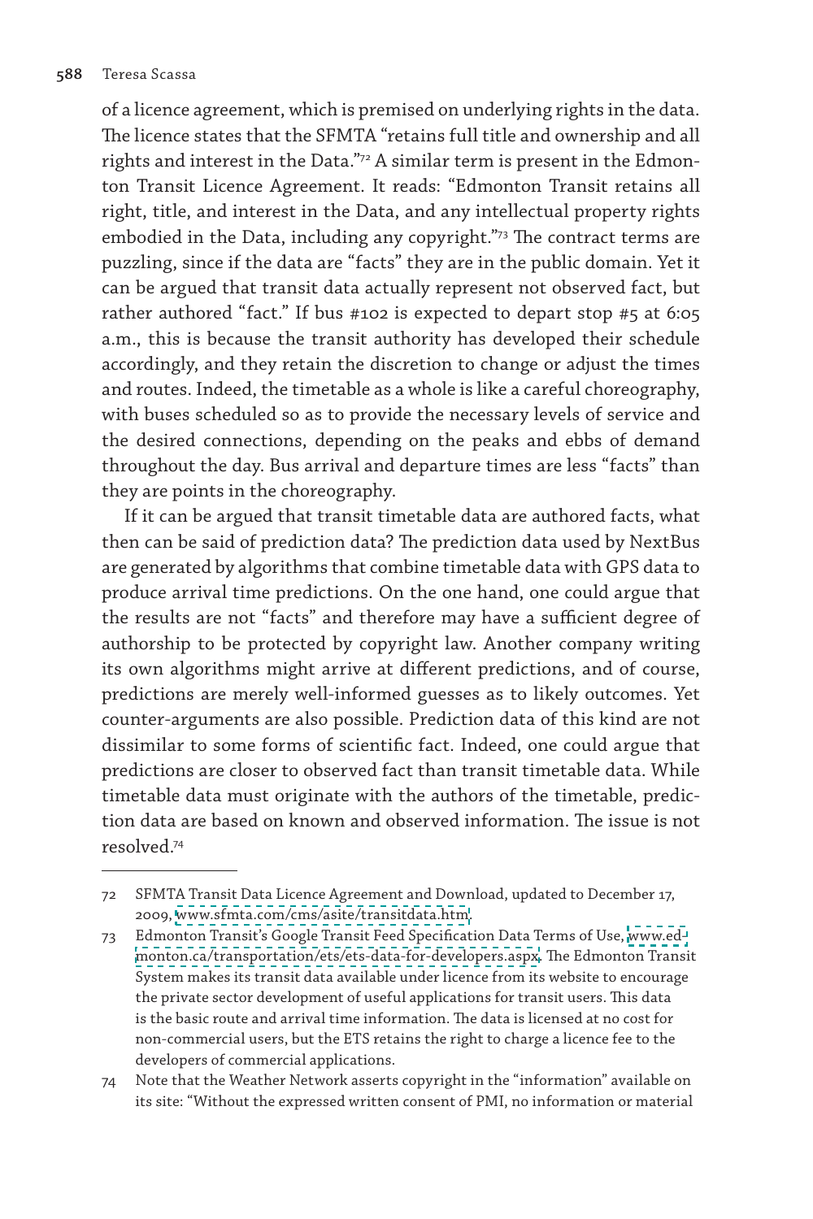of a licence agreement, which is premised on underlying rights in the data. The licence states that the SFMTA "retains full title and ownership and all rights and interest in the Data."[72] A similar term is present in the Edmonton Transit Licence Agreement. It reads: "Edmonton Transit retains all right, title, and interest in the Data, and any intellectual property rights embodied in the Data, including any copyright."[73] The contract terms are puzzling, since if the data are "facts" they are in the public domain. Yet it can be argued that transit data actually represent not observed fact, but rather authored "fact." If bus #102 is expected to depart stop #5 at 6:05 a.m., this is because the transit authority has developed their schedule accordingly, and they retain the discretion to change or adjust the times and routes. Indeed, the timetable as a whole is like a careful choreography, with buses scheduled so as to provide the necessary levels of service and the desired connections, depending on the peaks and ebbs of demand throughout the day. Bus arrival and departure times are less "facts" than they are points in the choreography.

If it can be argued that transit timetable data are authored facts, what then can be said of prediction data? The prediction data used by NextBus are generated by algorithms that combine timetable data with GPS data to produce arrival time predictions. On the one hand, one could argue that the results are not "facts" and therefore may have a sufficient degree of authorship to be protected by copyright law. Another company writing its own algorithms might arrive at different predictions, and of course, predictions are merely well-informed guesses as to likely outcomes. Yet counter-arguments are also possible. Prediction data of this kind are not dissimilar to some forms of scientific fact. Indeed, one could argue that predictions are closer to observed fact than transit timetable data. While timetable data must originate with the authors of the timetable, prediction data are based on known and observed information. The issue is not resolved.[74]

---

72 SFMTA Transit Data Licence Agreement and Download, updated to December 17, 2009, www.sfmta.com/cms/asite/transitdata.htm.

73 Edmonton Transit's Google Transit Feed Specification Data Terms of Use, www.edmonton.ca/transportation/ets/ets-data-for-developers.aspx. The Edmonton Transit System makes its transit data available under licence from its website to encourage the private sector development of useful applications for transit users. This data is the basic route and arrival time information. The data is licensed at no cost for non-commercial users, but the ETS retains the right to charge a licence fee to the developers of commercial applications.

74 Note that the Weather Network asserts copyright in the "information" available on its site: "Without the expressed written consent of PMI, no information or material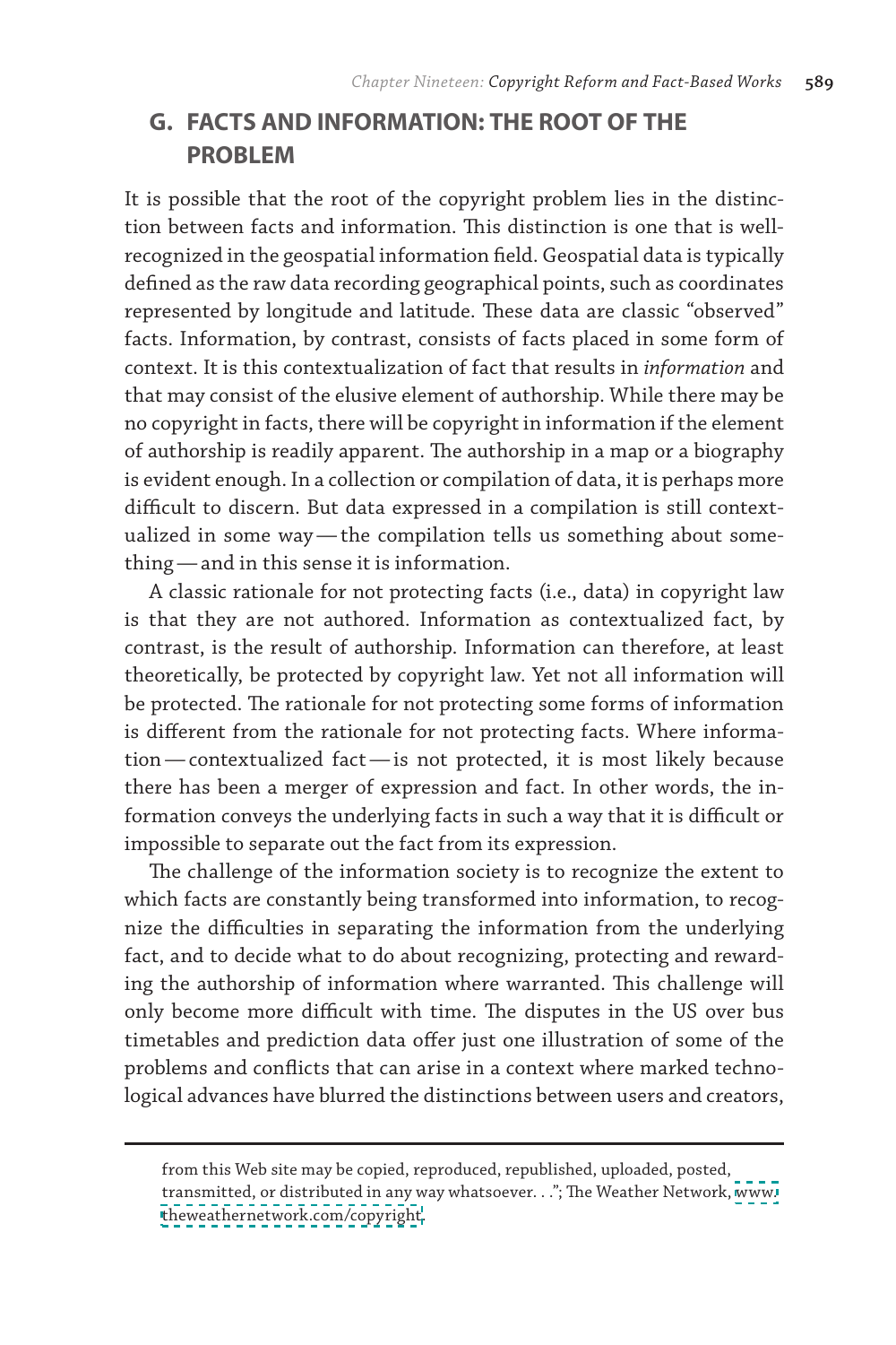## G. FACTS AND INFORMATION: THE ROOT OF THE PROBLEM

It is possible that the root of the copyright problem lies in the distinction between facts and information. This distinction is one that is well-recognized in the geospatial information field. Geospatial data is typically defined as the raw data recording geographical points, such as coordinates represented by longitude and latitude. These data are classic "observed" facts. Information, by contrast, consists of facts placed in some form of context. It is this contextualization of fact that results in *information* and that may consist of the elusive element of authorship. While there may be no copyright in facts, there will be copyright in information if the element of authorship is readily apparent. The authorship in a map or a biography is evident enough. In a collection or compilation of data, it is perhaps more difficult to discern. But data expressed in a compilation is still contextualized in some way — the compilation tells us something about something — and in this sense it is information.

A classic rationale for not protecting facts (i.e., data) in copyright law is that they are not authored. Information as contextualized fact, by contrast, is the result of authorship. Information can therefore, at least theoretically, be protected by copyright law. Yet not all information will be protected. The rationale for not protecting some forms of information is different from the rationale for not protecting facts. Where information — contextualized fact — is not protected, it is most likely because there has been a merger of expression and fact. In other words, the information conveys the underlying facts in such a way that it is difficult or impossible to separate out the fact from its expression.

The challenge of the information society is to recognize the extent to which facts are constantly being transformed into information, to recognize the difficulties in separating the information from the underlying fact, and to decide what to do about recognizing, protecting and rewarding the authorship of information where warranted. This challenge will only become more difficult with time. The disputes in the US over bus timetables and prediction data offer just one illustration of some of the problems and conflicts that can arise in a context where marked technological advances have blurred the distinctions between users and creators,

---

from this Web site may be copied, reproduced, republished, uploaded, posted, transmitted, or distributed in any way whatsoever. . ."; The Weather Network, www.theweathernetwork.com/copyright.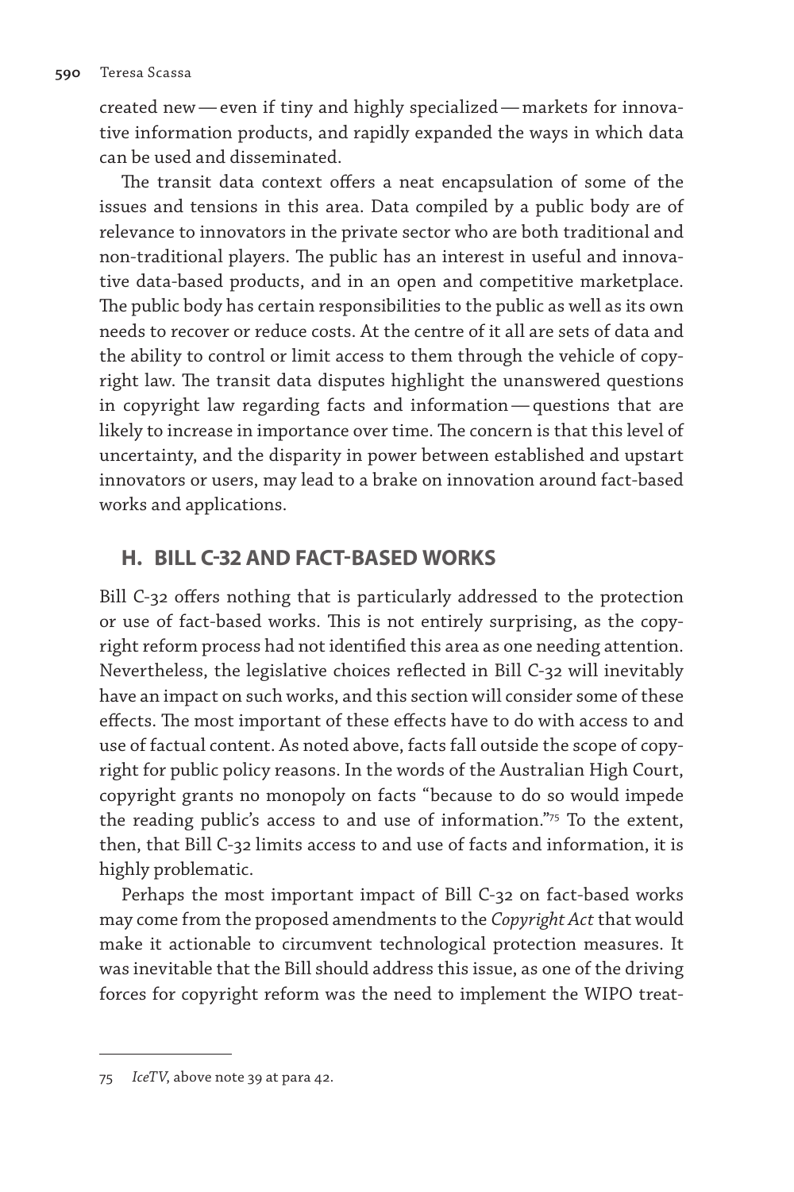created new — even if tiny and highly specialized — markets for innovative information products, and rapidly expanded the ways in which data can be used and disseminated.

The transit data context offers a neat encapsulation of some of the issues and tensions in this area. Data compiled by a public body are of relevance to innovators in the private sector who are both traditional and non-traditional players. The public has an interest in useful and innovative data-based products, and in an open and competitive marketplace. The public body has certain responsibilities to the public as well as its own needs to recover or reduce costs. At the centre of it all are sets of data and the ability to control or limit access to them through the vehicle of copyright law. The transit data disputes highlight the unanswered questions in copyright law regarding facts and information — questions that are likely to increase in importance over time. The concern is that this level of uncertainty, and the disparity in power between established and upstart innovators or users, may lead to a brake on innovation around fact-based works and applications.

## H. BILL C-32 AND FACT-BASED WORKS

Bill C-32 offers nothing that is particularly addressed to the protection or use of fact-based works. This is not entirely surprising, as the copyright reform process had not identified this area as one needing attention. Nevertheless, the legislative choices reflected in Bill C-32 will inevitably have an impact on such works, and this section will consider some of these effects. The most important of these effects have to do with access to and use of factual content. As noted above, facts fall outside the scope of copyright for public policy reasons. In the words of the Australian High Court, copyright grants no monopoly on facts "because to do so would impede the reading public's access to and use of information."[75] To the extent, then, that Bill C-32 limits access to and use of facts and information, it is highly problematic.

Perhaps the most important impact of Bill C-32 on fact-based works may come from the proposed amendments to the *Copyright Act* that would make it actionable to circumvent technological protection measures. It was inevitable that the Bill should address this issue, as one of the driving forces for copyright reform was the need to implement the WIPO treat-

---

75 *IceTV*, above note 39 at para 42.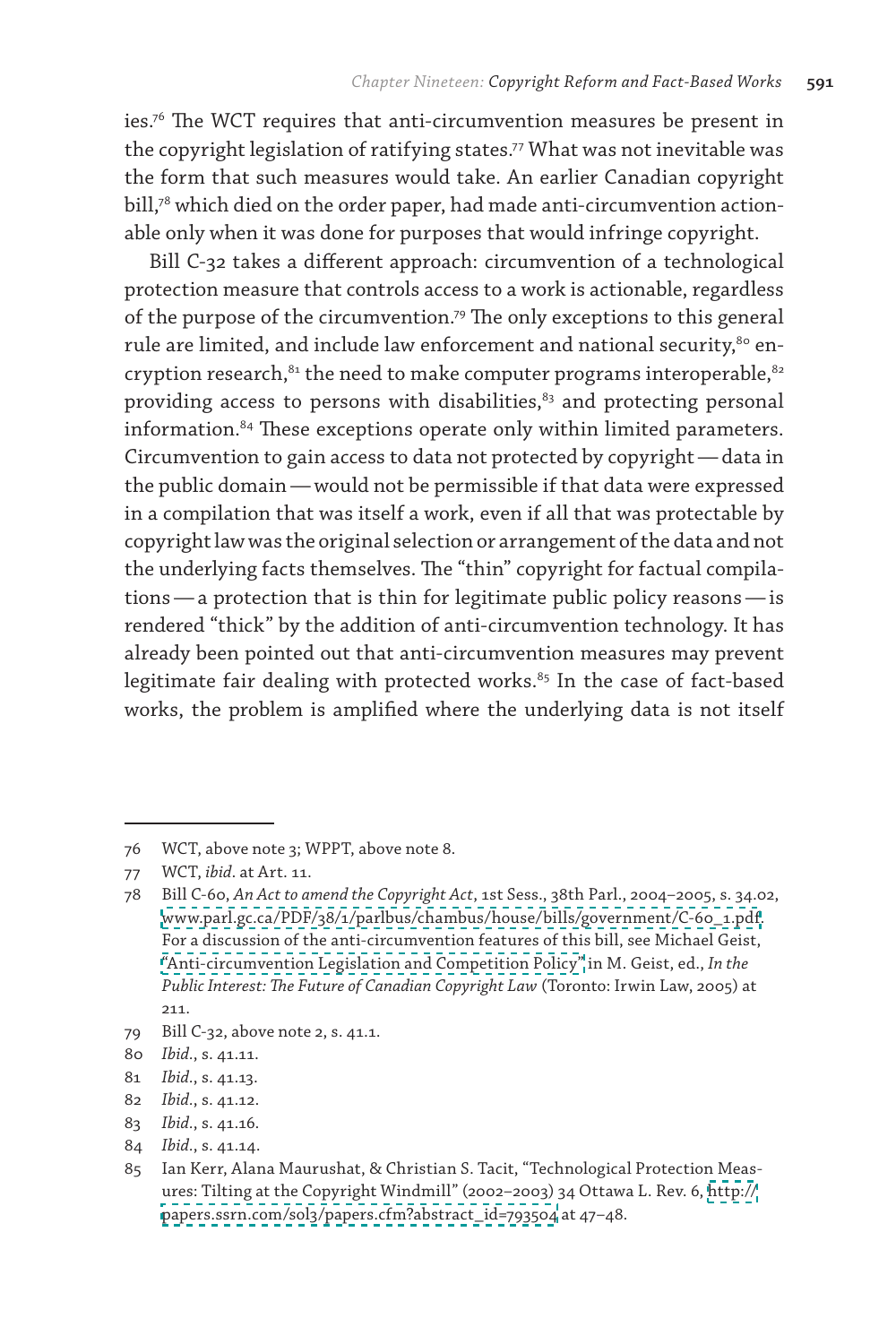ies.[76] The WCT requires that anti-circumvention measures be present in the copyright legislation of ratifying states.[77] What was not inevitable was the form that such measures would take. An earlier Canadian copyright bill,[78] which died on the order paper, had made anti-circumvention actionable only when it was done for purposes that would infringe copyright.

Bill C-32 takes a different approach: circumvention of a technological protection measure that controls access to a work is actionable, regardless of the purpose of the circumvention.[79] The only exceptions to this general rule are limited, and include law enforcement and national security,[80] encryption research,[81] the need to make computer programs interoperable,[82] providing access to persons with disabilities,[83] and protecting personal information.[84] These exceptions operate only within limited parameters. Circumvention to gain access to data not protected by copyright — data in the public domain — would not be permissible if that data were expressed in a compilation that was itself a work, even if all that was protectable by copyright law was the original selection or arrangement of the data and not the underlying facts themselves. The "thin" copyright for factual compilations — a protection that is thin for legitimate public policy reasons — is rendered "thick" by the addition of anti-circumvention technology. It has already been pointed out that anti-circumvention measures may prevent legitimate fair dealing with protected works.[85] In the case of fact-based works, the problem is amplified where the underlying data is not itself

---

76 WCT, above note 3; WPPT, above note 8.

77 WCT, *ibid*. at Art. 11.

78 Bill C-60, *An Act to amend the Copyright Act*, 1st Sess., 38th Parl., 2004–2005, s. 34.02, www.parl.gc.ca/PDF/38/1/parlbus/chambus/house/bills/government/C-60_1.pdf. For a discussion of the anti-circumvention features of this bill, see Michael Geist, "Anti-circumvention Legislation and Competition Policy" in M. Geist, ed., *In the Public Interest: The Future of Canadian Copyright Law* (Toronto: Irwin Law, 2005) at 211.

79 Bill C-32, above note 2, s. 41.1.

80 *Ibid*., s. 41.11.

81 *Ibid*., s. 41.13.

82 *Ibid*., s. 41.12.

83 *Ibid*., s. 41.16.

84 *Ibid*., s. 41.14.

85 Ian Kerr, Alana Maurushat, & Christian S. Tacit, "Technological Protection Measures: Tilting at the Copyright Windmill" (2002–2003) 34 Ottawa L. Rev. 6, http://papers.ssrn.com/sol3/papers.cfm?abstract_id=793504 at 47–48.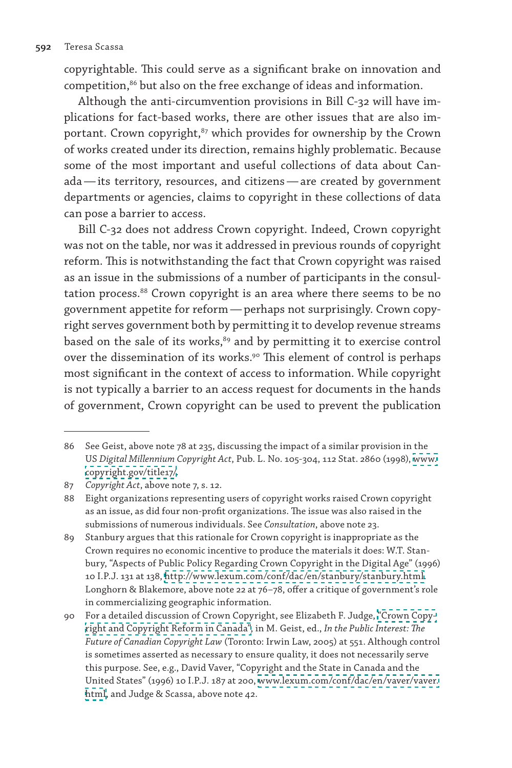copyrightable. This could serve as a significant brake on innovation and competition,[86] but also on the free exchange of ideas and information.

Although the anti-circumvention provisions in Bill C-32 will have implications for fact-based works, there are other issues that are also important. Crown copyright,[87] which provides for ownership by the Crown of works created under its direction, remains highly problematic. Because some of the most important and useful collections of data about Canada — its territory, resources, and citizens — are created by government departments or agencies, claims to copyright in these collections of data can pose a barrier to access.

Bill C-32 does not address Crown copyright. Indeed, Crown copyright was not on the table, nor was it addressed in previous rounds of copyright reform. This is notwithstanding the fact that Crown copyright was raised as an issue in the submissions of a number of participants in the consultation process.[88] Crown copyright is an area where there seems to be no government appetite for reform — perhaps not surprisingly. Crown copyright serves government both by permitting it to develop revenue streams based on the sale of its works,[89] and by permitting it to exercise control over the dissemination of its works.[90] This element of control is perhaps most significant in the context of access to information. While copyright is not typically a barrier to an access request for documents in the hands of government, Crown copyright can be used to prevent the publication

---

86 See Geist, above note 78 at 235, discussing the impact of a similar provision in the US *Digital Millennium Copyright Act*, Pub. L. No. 105-304, 112 Stat. 2860 (1998), www.copyright.gov/title17/.

87 *Copyright Act*, above note 7, s. 12.

88 Eight organizations representing users of copyright works raised Crown copyright as an issue, as did four non-profit organizations. The issue was also raised in the submissions of numerous individuals. See *Consultation*, above note 23.

89 Stanbury argues that this rationale for Crown copyright is inappropriate as the Crown requires no economic incentive to produce the materials it does: W.T. Stanbury, "Aspects of Public Policy Regarding Crown Copyright in the Digital Age" (1996) 10 I.P.J. 131 at 138, http://www.lexum.com/conf/dac/en/stanbury/stanbury.html. Longhorn & Blakemore, above note 22 at 76–78, offer a critique of government's role in commercializing geographic information.

90 For a detailed discussion of Crown Copyright, see Elizabeth F. Judge, "Crown Copyright and Copyright Reform in Canada", in M. Geist, ed., *In the Public Interest: The Future of Canadian Copyright Law* (Toronto: Irwin Law, 2005) at 551. Although control is sometimes asserted as necessary to ensure quality, it does not necessarily serve this purpose. See, e.g., David Vaver, "Copyright and the State in Canada and the United States" (1996) 10 I.P.J. 187 at 200, www.lexum.com/conf/dac/en/vaver/vaver.html, and Judge & Scassa, above note 42.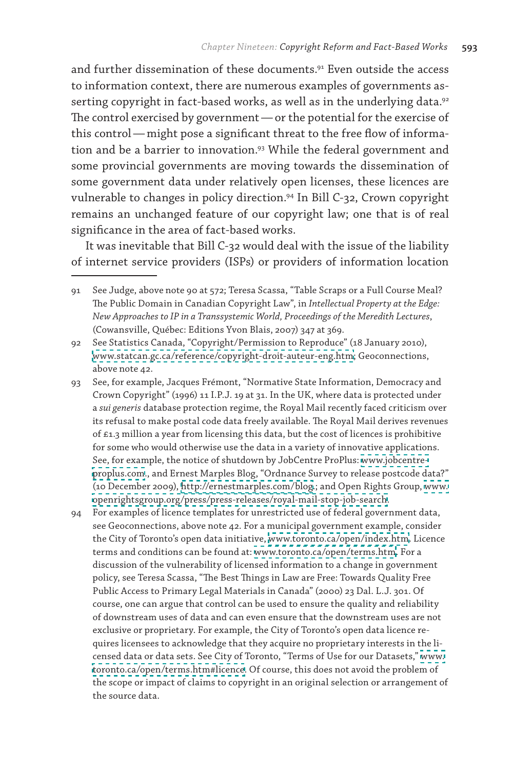and further dissemination of these documents.[91] Even outside the access to information context, there are numerous examples of governments asserting copyright in fact-based works, as well as in the underlying data.[92] The control exercised by government — or the potential for the exercise of this control — might pose a significant threat to the free flow of information and be a barrier to innovation.[93] While the federal government and some provincial governments are moving towards the dissemination of some government data under relatively open licenses, these licences are vulnerable to changes in policy direction.[94] In Bill C-32, Crown copyright remains an unchanged feature of our copyright law; one that is of real significance in the area of fact-based works.

It was inevitable that Bill C-32 would deal with the issue of the liability of internet service providers (ISPs) or providers of information location

---

91 See Judge, above note 90 at 572; Teresa Scassa, "Table Scraps or a Full Course Meal? The Public Domain in Canadian Copyright Law", in *Intellectual Property at the Edge: New Approaches to IP in a Transsystemic World, Proceedings of the Meredith Lectures*, (Cowansville, Québec: Editions Yvon Blais, 2007) 347 at 369.

92 See Statistics Canada, "Copyright/Permission to Reproduce" (18 January 2010), www.statcan.gc.ca/reference/copyright-droit-auteur-eng.htm; Geoconnections, above note 42.

93 See, for example, Jacques Frémont, "Normative State Information, Democracy and Crown Copyright" (1996) 11 I.P.J. 19 at 31. In the UK, where data is protected under a *sui generis* database protection regime, the Royal Mail recently faced criticism over its refusal to make postal code data freely available. The Royal Mail derives revenues of £1.3 million a year from licensing this data, but the cost of licences is prohibitive for some who would otherwise use the data in a variety of innovative applications. See, for example, the notice of shutdown by JobCentre ProPlus: www.jobcentre-proplus.com., and Ernest Marples Blog, "Ordnance Survey to release postcode data?" (10 December 2009), http://ernestmarples.com/blog; and Open Rights Group, www.openrightsgroup.org/press/press-releases/royal-mail-stop-job-search.

94 For examples of licence templates for unrestricted use of federal government data, see Geoconnections, above note 42. For a municipal government example, consider the City of Toronto's open data initiative, www.toronto.ca/open/index.htm. Licence terms and conditions can be found at: www.toronto.ca/open/terms.htm. For a discussion of the vulnerability of licensed information to a change in government policy, see Teresa Scassa, "The Best Things in Law are Free: Towards Quality Free Public Access to Primary Legal Materials in Canada" (2000) 23 Dal. L.J. 301. Of course, one can argue that control can be used to ensure the quality and reliability of downstream uses of data and can even ensure that the downstream uses are not exclusive or proprietary. For example, the City of Toronto's open data licence requires licensees to acknowledge that they acquire no proprietary interests in the licensed data or data sets. See City of Toronto, "Terms of Use for our Datasets," www.toronto.ca/open/terms.htm#licence. Of course, this does not avoid the problem of the scope or impact of claims to copyright in an original selection or arrangement of the source data.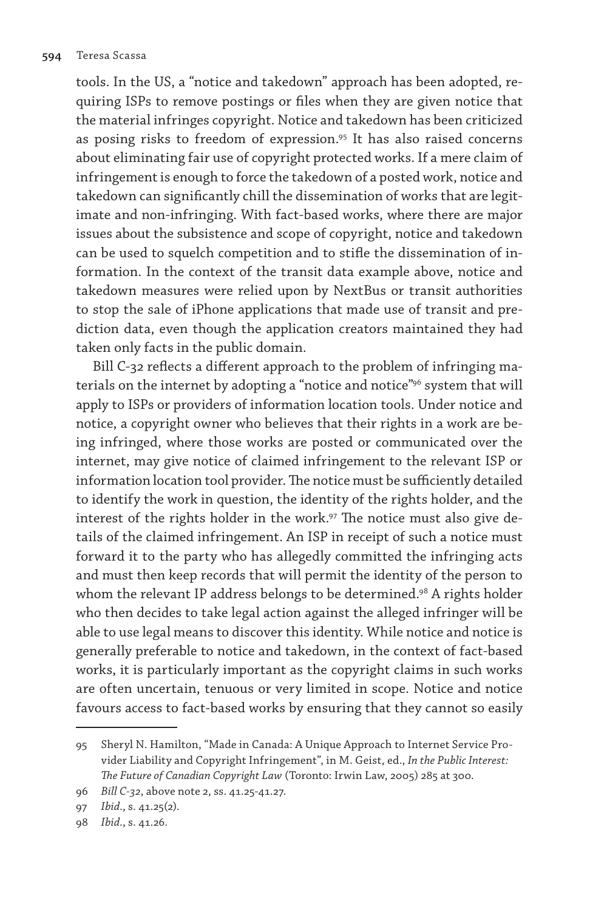tools. In the US, a "notice and takedown" approach has been adopted, requiring ISPs to remove postings or files when they are given notice that the material infringes copyright. Notice and takedown has been criticized as posing risks to freedom of expression.[95] It has also raised concerns about eliminating fair use of copyright protected works. If a mere claim of infringement is enough to force the takedown of a posted work, notice and takedown can significantly chill the dissemination of works that are legitimate and non-infringing. With fact-based works, where there are major issues about the subsistence and scope of copyright, notice and takedown can be used to squelch competition and to stifle the dissemination of information. In the context of the transit data example above, notice and takedown measures were relied upon by NextBus or transit authorities to stop the sale of iPhone applications that made use of transit and prediction data, even though the application creators maintained they had taken only facts in the public domain.

Bill C-32 reflects a different approach to the problem of infringing materials on the internet by adopting a "notice and notice"[96] system that will apply to ISPs or providers of information location tools. Under notice and notice, a copyright owner who believes that their rights in a work are being infringed, where those works are posted or communicated over the internet, may give notice of claimed infringement to the relevant ISP or information location tool provider. The notice must be sufficiently detailed to identify the work in question, the identity of the rights holder, and the interest of the rights holder in the work.[97] The notice must also give details of the claimed infringement. An ISP in receipt of such a notice must forward it to the party who has allegedly committed the infringing acts and must then keep records that will permit the identity of the person to whom the relevant IP address belongs to be determined.[98] A rights holder who then decides to take legal action against the alleged infringer will be able to use legal means to discover this identity. While notice and notice is generally preferable to notice and takedown, in the context of fact-based works, it is particularly important as the copyright claims in such works are often uncertain, tenuous or very limited in scope. Notice and notice favours access to fact-based works by ensuring that they cannot so easily

---

95 Sheryl N. Hamilton, "Made in Canada: A Unique Approach to Internet Service Provider Liability and Copyright Infringement", in M. Geist, ed., *In the Public Interest: The Future of Canadian Copyright Law* (Toronto: Irwin Law, 2005) 285 at 300.

96 *Bill C-32*, above note 2, ss. 41.25-41.27.

97 *Ibid*., s. 41.25(2).

98 *Ibid*., s. 41.26.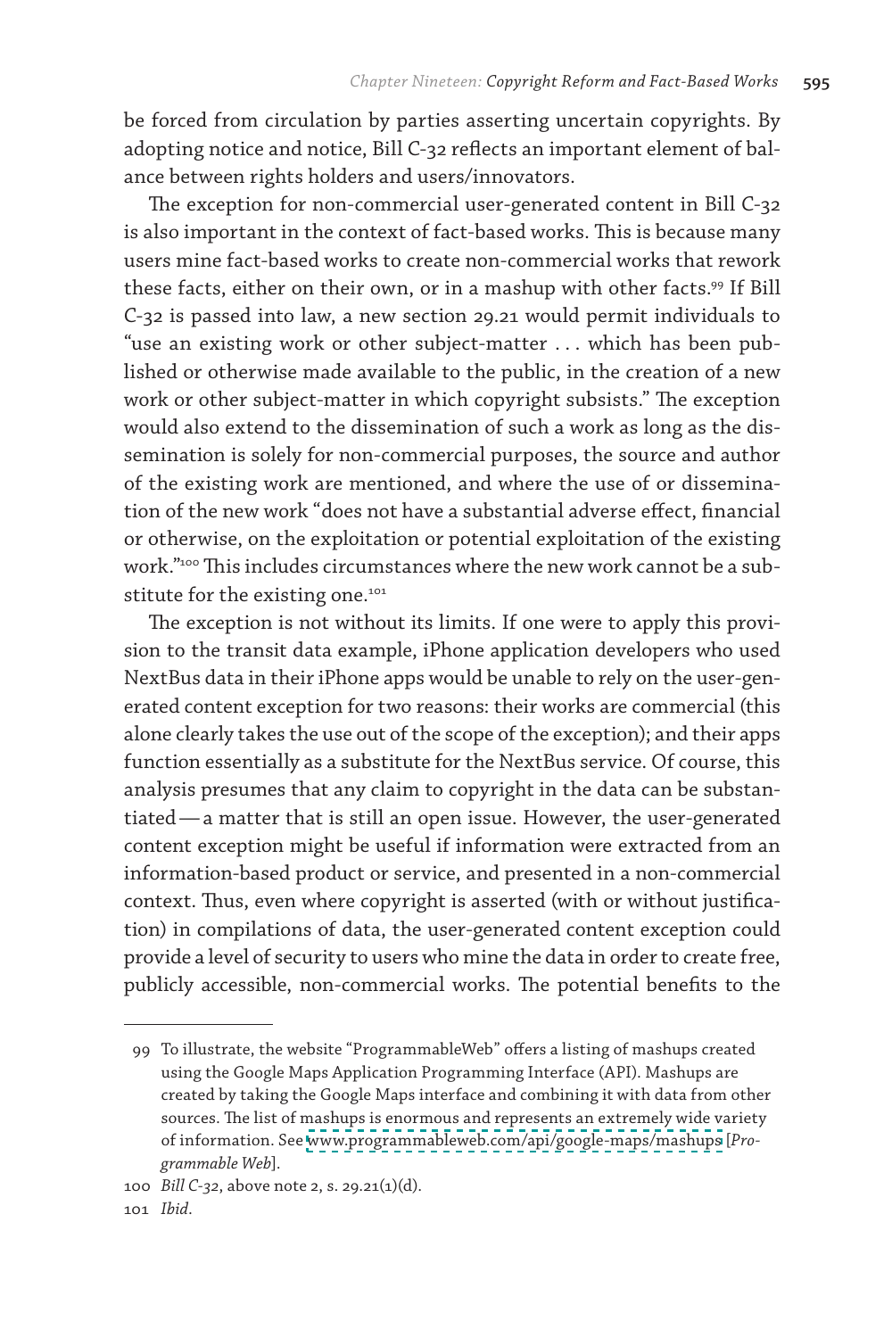be forced from circulation by parties asserting uncertain copyrights. By adopting notice and notice, Bill C-32 reflects an important element of balance between rights holders and users/innovators.

The exception for non-commercial user-generated content in Bill C-32 is also important in the context of fact-based works. This is because many users mine fact-based works to create non-commercial works that rework these facts, either on their own, or in a mashup with other facts.[99] If Bill C-32 is passed into law, a new section 29.21 would permit individuals to "use an existing work or other subject-matter . . . which has been published or otherwise made available to the public, in the creation of a new work or other subject-matter in which copyright subsists." The exception would also extend to the dissemination of such a work as long as the dissemination is solely for non-commercial purposes, the source and author of the existing work are mentioned, and where the use of or dissemination of the new work "does not have a substantial adverse effect, financial or otherwise, on the exploitation or potential exploitation of the existing work."[100] This includes circumstances where the new work cannot be a substitute for the existing one.[101]

The exception is not without its limits. If one were to apply this provision to the transit data example, iPhone application developers who used NextBus data in their iPhone apps would be unable to rely on the user-generated content exception for two reasons: their works are commercial (this alone clearly takes the use out of the scope of the exception); and their apps function essentially as a substitute for the NextBus service. Of course, this analysis presumes that any claim to copyright in the data can be substantiated — a matter that is still an open issue. However, the user-generated content exception might be useful if information were extracted from an information-based product or service, and presented in a non-commercial context. Thus, even where copyright is asserted (with or without justification) in compilations of data, the user-generated content exception could provide a level of security to users who mine the data in order to create free, publicly accessible, non-commercial works. The potential benefits to the

---

99 To illustrate, the website "ProgrammableWeb" offers a listing of mashups created using the Google Maps Application Programming Interface (API). Mashups are created by taking the Google Maps interface and combining it with data from other sources. The list of mashups is enormous and represents an extremely wide variety of information. See www.programmableweb.com/api/google-maps/mashups [*Programmable Web*].

100 *Bill C-32*, above note 2, s. 29.21(1)(d).

101 *Ibid*.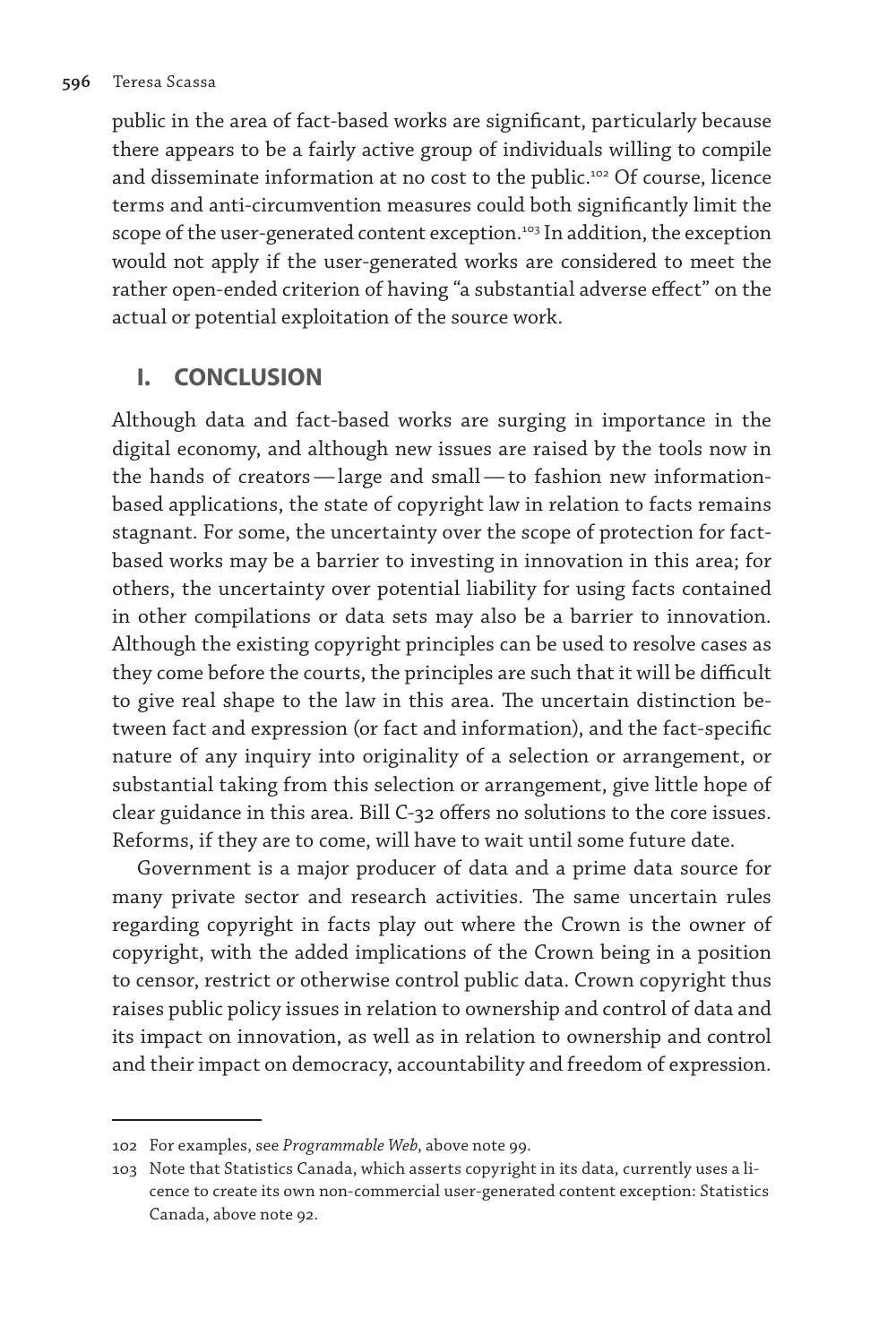public in the area of fact-based works are significant, particularly because there appears to be a fairly active group of individuals willing to compile and disseminate information at no cost to the public.[102] Of course, licence terms and anti-circumvention measures could both significantly limit the scope of the user-generated content exception.[103] In addition, the exception would not apply if the user-generated works are considered to meet the rather open-ended criterion of having "a substantial adverse effect" on the actual or potential exploitation of the source work.

## I. CONCLUSION

Although data and fact-based works are surging in importance in the digital economy, and although new issues are raised by the tools now in the hands of creators — large and small — to fashion new information-based applications, the state of copyright law in relation to facts remains stagnant. For some, the uncertainty over the scope of protection for fact-based works may be a barrier to investing in innovation in this area; for others, the uncertainty over potential liability for using facts contained in other compilations or data sets may also be a barrier to innovation. Although the existing copyright principles can be used to resolve cases as they come before the courts, the principles are such that it will be difficult to give real shape to the law in this area. The uncertain distinction between fact and expression (or fact and information), and the fact-specific nature of any inquiry into originality of a selection or arrangement, or substantial taking from this selection or arrangement, give little hope of clear guidance in this area. Bill C-32 offers no solutions to the core issues. Reforms, if they are to come, will have to wait until some future date.

Government is a major producer of data and a prime data source for many private sector and research activities. The same uncertain rules regarding copyright in facts play out where the Crown is the owner of copyright, with the added implications of the Crown being in a position to censor, restrict or otherwise control public data. Crown copyright thus raises public policy issues in relation to ownership and control of data and its impact on innovation, as well as in relation to ownership and control and their impact on democracy, accountability and freedom of expression.

---

102 For examples, see *Programmable Web*, above note 99.

103 Note that Statistics Canada, which asserts copyright in its data, currently uses a licence to create its own non-commercial user-generated content exception: Statistics Canada, above note 92.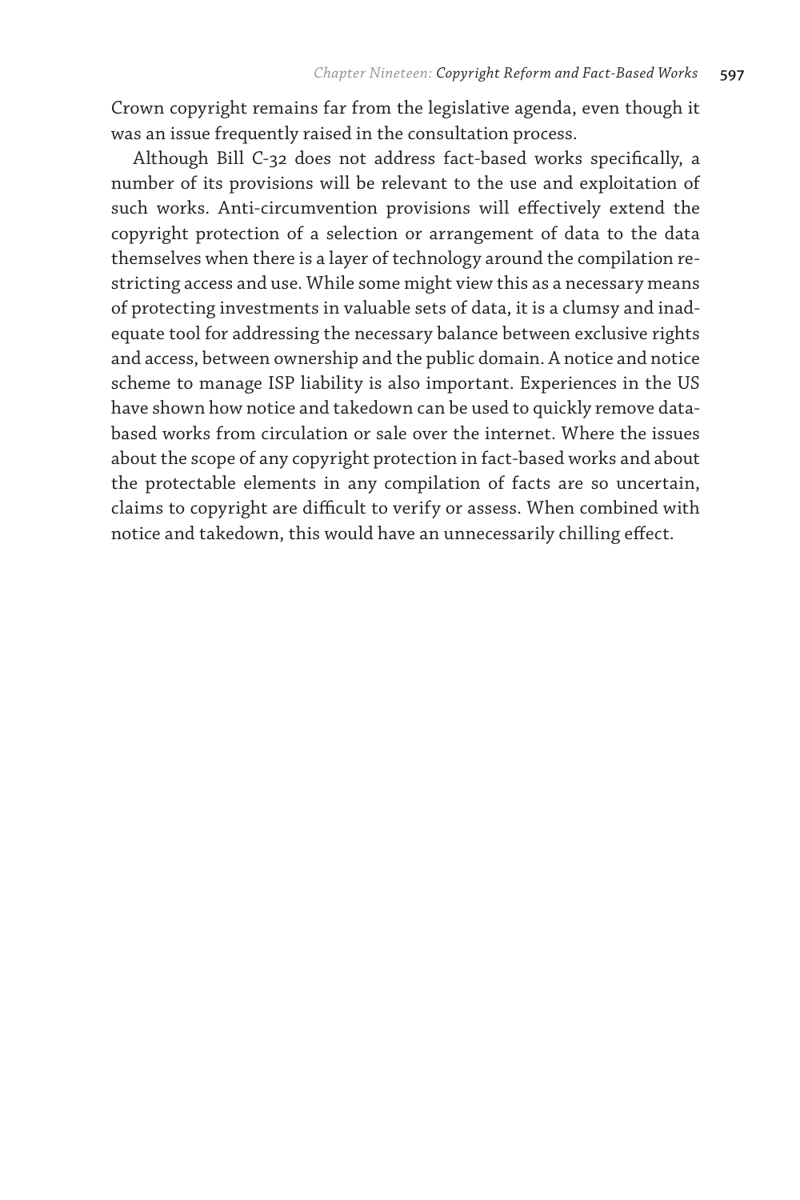Crown copyright remains far from the legislative agenda, even though it was an issue frequently raised in the consultation process.

Although Bill C-32 does not address fact-based works specifically, a number of its provisions will be relevant to the use and exploitation of such works. Anti-circumvention provisions will effectively extend the copyright protection of a selection or arrangement of data to the data themselves when there is a layer of technology around the compilation restricting access and use. While some might view this as a necessary means of protecting investments in valuable sets of data, it is a clumsy and inadequate tool for addressing the necessary balance between exclusive rights and access, between ownership and the public domain. A notice and notice scheme to manage ISP liability is also important. Experiences in the US have shown how notice and takedown can be used to quickly remove data-based works from circulation or sale over the internet. Where the issues about the scope of any copyright protection in fact-based works and about the protectable elements in any compilation of facts are so uncertain, claims to copyright are difficult to verify or assess. When combined with notice and takedown, this would have an unnecessarily chilling effect.